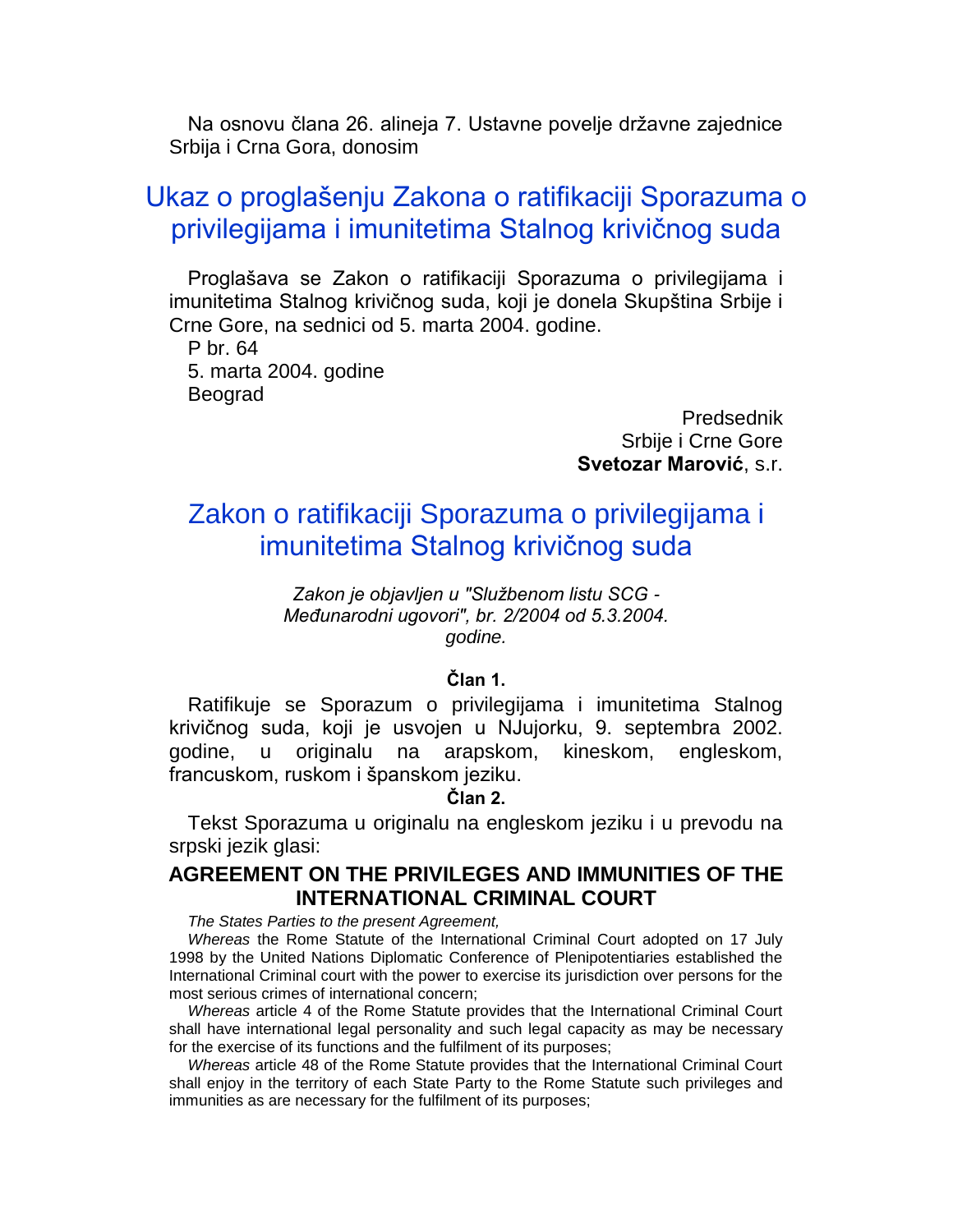Na osnovu člana 26. alineja 7. Ustavne povelje državne zajednice Srbija i Crna Gora, donosim

# Ukaz o proglašenju Zakona o ratifikaciji Sporazuma o privilegijama i imunitetima Stalnog krivičnog suda

Proglašava se Zakon o ratifikaciji Sporazuma o privilegijama i imunitetima Stalnog krivičnog suda, koji je donela Skupština Srbije i Crne Gore, na sednici od 5. marta 2004. godine.

P br. 64
5. marta 2004. godine
Beograd

Predsednik
Srbije i Crne Gore
**Svetozar Marović**, s.r.

# Zakon o ratifikaciji Sporazuma o privilegijama i imunitetima Stalnog krivičnog suda

*Zakon je objavljen u "Službenom listu SCG - Međunarodni ugovori", br. 2/2004 od 5.3.2004. godine.*

**Član 1.**

Ratifikuje se Sporazum o privilegijama i imunitetima Stalnog krivičnog suda, koji je usvojen u NJujorku, 9. septembra 2002. godine, u originalu na arapskom, kineskom, engleskom, francuskom, ruskom i španskom jeziku.

**Član 2.**

Tekst Sporazuma u originalu na engleskom jeziku i u prevodu na srpski jezik glasi:

## AGREEMENT ON THE PRIVILEGES AND IMMUNITIES OF THE INTERNATIONAL CRIMINAL COURT

*The States Parties to the present Agreement,*

*Whereas* the Rome Statute of the International Criminal Court adopted on 17 July 1998 by the United Nations Diplomatic Conference of Plenipotentiaries established the International Criminal court with the power to exercise its jurisdiction over persons for the most serious crimes of international concern;

*Whereas* article 4 of the Rome Statute provides that the International Criminal Court shall have international legal personality and such legal capacity as may be necessary for the exercise of its functions and the fulfilment of its purposes;

*Whereas* article 48 of the Rome Statute provides that the International Criminal Court shall enjoy in the territory of each State Party to the Rome Statute such privileges and immunities as are necessary for the fulfilment of its purposes;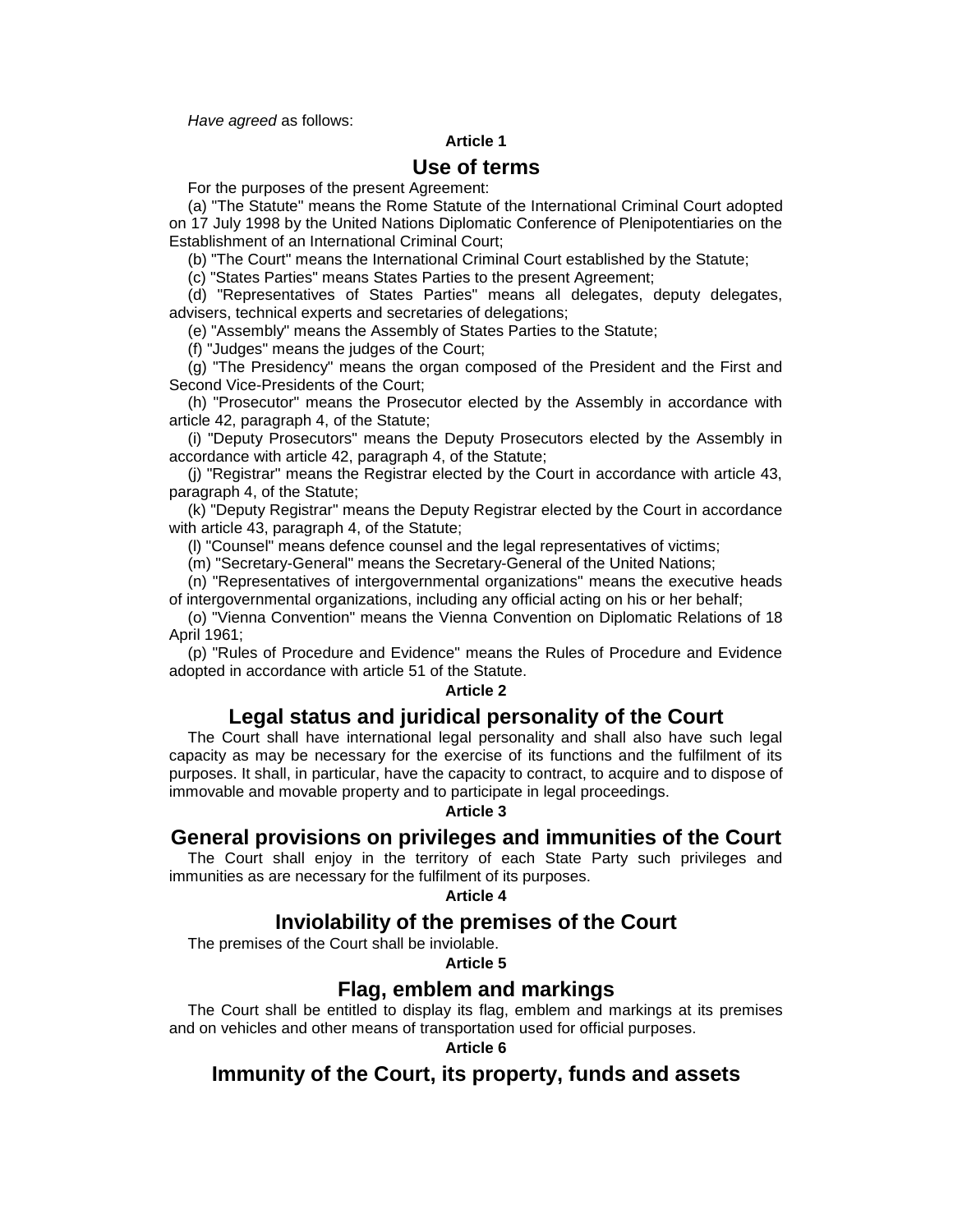*Have agreed* as follows:

**Article 1**

## Use of terms

For the purposes of the present Agreement:

(a) "The Statute" means the Rome Statute of the International Criminal Court adopted on 17 July 1998 by the United Nations Diplomatic Conference of Plenipotentiaries on the Establishment of an International Criminal Court;

(b) "The Court" means the International Criminal Court established by the Statute;

(c) "States Parties" means States Parties to the present Agreement;

(d) "Representatives of States Parties" means all delegates, deputy delegates, advisers, technical experts and secretaries of delegations;

(e) "Assembly" means the Assembly of States Parties to the Statute;

(f) "Judges" means the judges of the Court;

(g) "The Presidency" means the organ composed of the President and the First and Second Vice-Presidents of the Court;

(h) "Prosecutor" means the Prosecutor elected by the Assembly in accordance with article 42, paragraph 4, of the Statute;

(i) "Deputy Prosecutors" means the Deputy Prosecutors elected by the Assembly in accordance with article 42, paragraph 4, of the Statute;

(j) "Registrar" means the Registrar elected by the Court in accordance with article 43, paragraph 4, of the Statute;

(k) "Deputy Registrar" means the Deputy Registrar elected by the Court in accordance with article 43, paragraph 4, of the Statute;

(l) "Counsel" means defence counsel and the legal representatives of victims;

(m) "Secretary-General" means the Secretary-General of the United Nations;

(n) "Representatives of intergovernmental organizations" means the executive heads of intergovernmental organizations, including any official acting on his or her behalf;

(o) "Vienna Convention" means the Vienna Convention on Diplomatic Relations of 18 April 1961;

(p) "Rules of Procedure and Evidence" means the Rules of Procedure and Evidence adopted in accordance with article 51 of the Statute.

**Article 2**

## Legal status and juridical personality of the Court

The Court shall have international legal personality and shall also have such legal capacity as may be necessary for the exercise of its functions and the fulfilment of its purposes. It shall, in particular, have the capacity to contract, to acquire and to dispose of immovable and movable property and to participate in legal proceedings.

**Article 3**

## General provisions on privileges and immunities of the Court

The Court shall enjoy in the territory of each State Party such privileges and immunities as are necessary for the fulfilment of its purposes.

**Article 4**

## Inviolability of the premises of the Court

The premises of the Court shall be inviolable.

**Article 5**

## Flag, emblem and markings

The Court shall be entitled to display its flag, emblem and markings at its premises and on vehicles and other means of transportation used for official purposes.

**Article 6**

## Immunity of the Court, its property, funds and assets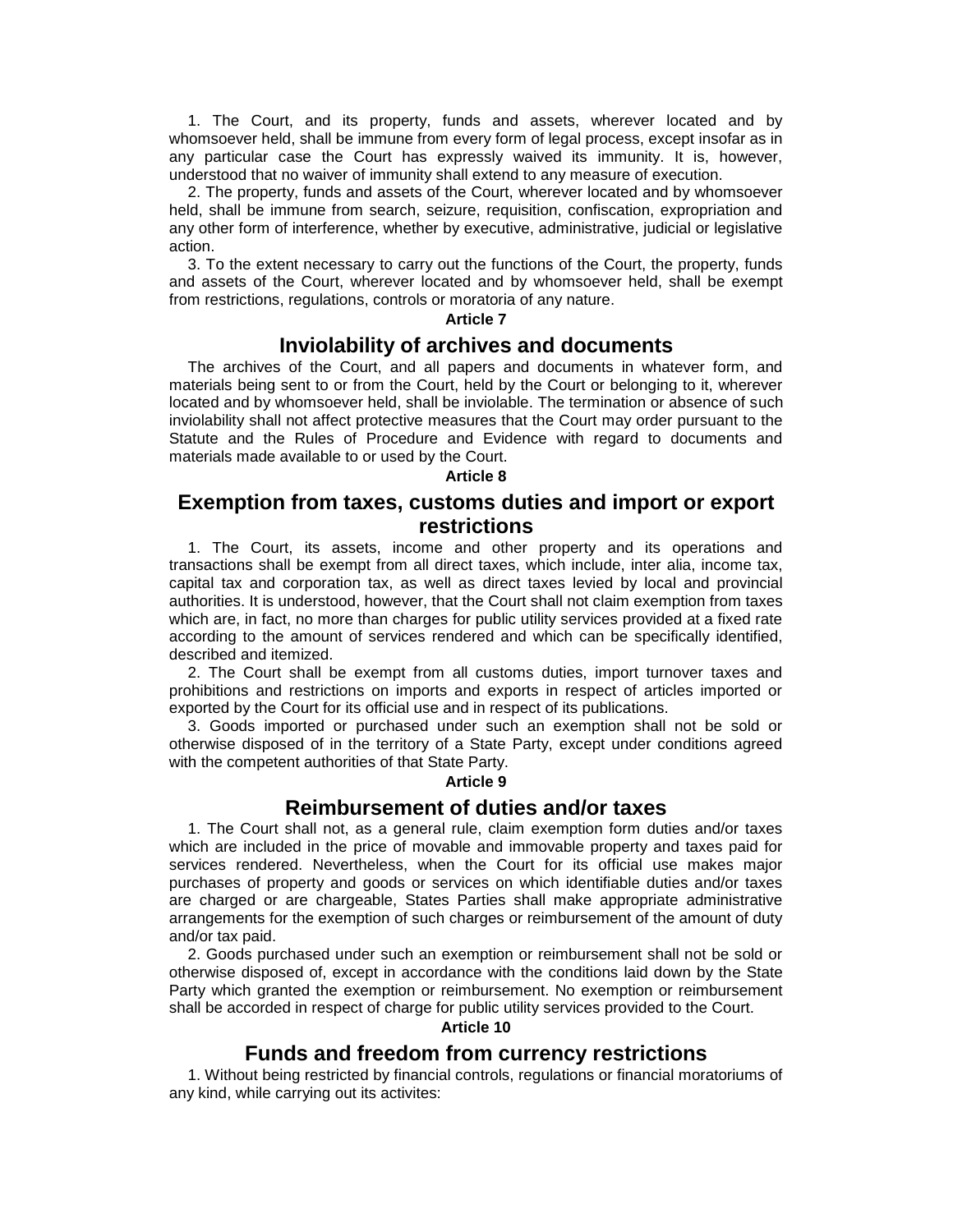1. The Court, and its property, funds and assets, wherever located and by whomsoever held, shall be immune from every form of legal process, except insofar as in any particular case the Court has expressly waived its immunity. It is, however, understood that no waiver of immunity shall extend to any measure of execution.

2. The property, funds and assets of the Court, wherever located and by whomsoever held, shall be immune from search, seizure, requisition, confiscation, expropriation and any other form of interference, whether by executive, administrative, judicial or legislative action.

3. To the extent necessary to carry out the functions of the Court, the property, funds and assets of the Court, wherever located and by whomsoever held, shall be exempt from restrictions, regulations, controls or moratoria of any nature.

**Article 7**

## Inviolability of archives and documents

The archives of the Court, and all papers and documents in whatever form, and materials being sent to or from the Court, held by the Court or belonging to it, wherever located and by whomsoever held, shall be inviolable. The termination or absence of such inviolability shall not affect protective measures that the Court may order pursuant to the Statute and the Rules of Procedure and Evidence with regard to documents and materials made available to or used by the Court.

**Article 8**

## Exemption from taxes, customs duties and import or export restrictions

1. The Court, its assets, income and other property and its operations and transactions shall be exempt from all direct taxes, which include, inter alia, income tax, capital tax and corporation tax, as well as direct taxes levied by local and provincial authorities. It is understood, however, that the Court shall not claim exemption from taxes which are, in fact, no more than charges for public utility services provided at a fixed rate according to the amount of services rendered and which can be specifically identified, described and itemized.

2. The Court shall be exempt from all customs duties, import turnover taxes and prohibitions and restrictions on imports and exports in respect of articles imported or exported by the Court for its official use and in respect of its publications.

3. Goods imported or purchased under such an exemption shall not be sold or otherwise disposed of in the territory of a State Party, except under conditions agreed with the competent authorities of that State Party.

**Article 9**

## Reimbursement of duties and/or taxes

1. The Court shall not, as a general rule, claim exemption form duties and/or taxes which are included in the price of movable and immovable property and taxes paid for services rendered. Nevertheless, when the Court for its official use makes major purchases of property and goods or services on which identifiable duties and/or taxes are charged or are chargeable, States Parties shall make appropriate administrative arrangements for the exemption of such charges or reimbursement of the amount of duty and/or tax paid.

2. Goods purchased under such an exemption or reimbursement shall not be sold or otherwise disposed of, except in accordance with the conditions laid down by the State Party which granted the exemption or reimbursement. No exemption or reimbursement shall be accorded in respect of charge for public utility services provided to the Court.

**Article 10**

## Funds and freedom from currency restrictions

1. Without being restricted by financial controls, regulations or financial moratoriums of any kind, while carrying out its activites: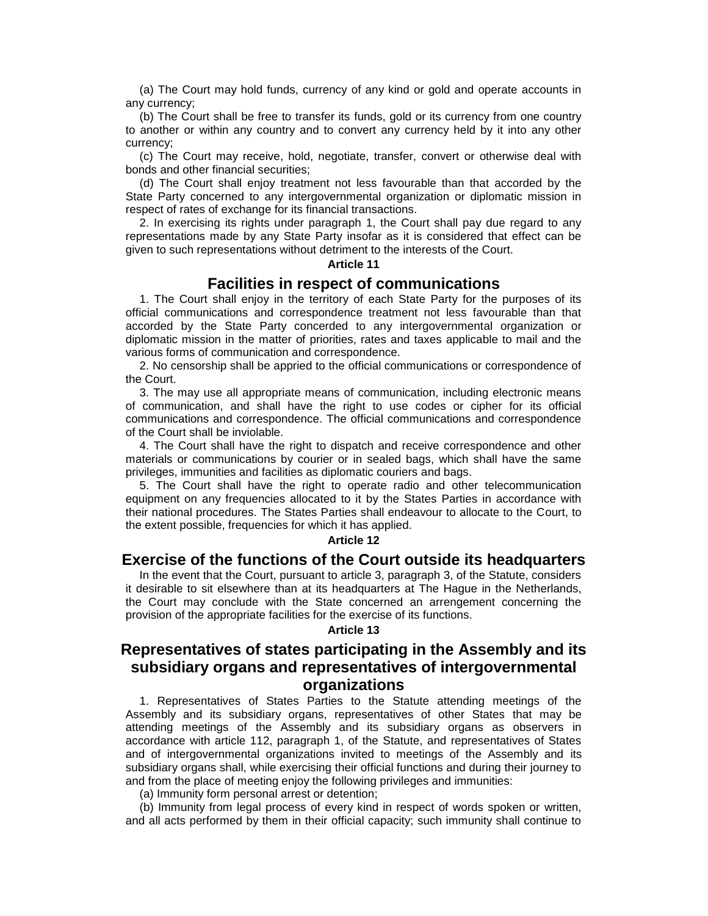(a) The Court may hold funds, currency of any kind or gold and operate accounts in any currency;

(b) The Court shall be free to transfer its funds, gold or its currency from one country to another or within any country and to convert any currency held by it into any other currency;

(c) The Court may receive, hold, negotiate, transfer, convert or otherwise deal with bonds and other financial securities;

(d) The Court shall enjoy treatment not less favourable than that accorded by the State Party concerned to any intergovernmental organization or diplomatic mission in respect of rates of exchange for its financial transactions.

2. In exercising its rights under paragraph 1, the Court shall pay due regard to any representations made by any State Party insofar as it is considered that effect can be given to such representations without detriment to the interests of the Court.

**Article 11**

## Facilities in respect of communications

1. The Court shall enjoy in the territory of each State Party for the purposes of its official communications and correspondence treatment not less favourable than that accorded by the State Party concerded to any intergovernmental organization or diplomatic mission in the matter of priorities, rates and taxes applicable to mail and the various forms of communication and correspondence.

2. No censorship shall be appried to the official communications or correspondence of the Court.

3. The may use all appropriate means of communication, including electronic means of communication, and shall have the right to use codes or cipher for its official communications and correspondence. The official communications and correspondence of the Court shall be inviolable.

4. The Court shall have the right to dispatch and receive correspondence and other materials or communications by courier or in sealed bags, which shall have the same privileges, immunities and facilities as diplomatic couriers and bags.

5. The Court shall have the right to operate radio and other telecommunication equipment on any frequencies allocated to it by the States Parties in accordance with their national procedures. The States Parties shall endeavour to allocate to the Court, to the extent possible, frequencies for which it has applied.

**Article 12**

## Exercise of the functions of the Court outside its headquarters

In the event that the Court, pursuant to article 3, paragraph 3, of the Statute, considers it desirable to sit elsewhere than at its headquarters at The Hague in the Netherlands, the Court may conclude with the State concerned an arrengement concerning the provision of the appropriate facilities for the exercise of its functions.

**Article 13**

## Representatives of states participating in the Assembly and its subsidiary organs and representatives of intergovernmental organizations

1. Representatives of States Parties to the Statute attending meetings of the Assembly and its subsidiary organs, representatives of other States that may be attending meetings of the Assembly and its subsidiary organs as observers in accordance with article 112, paragraph 1, of the Statute, and representatives of States and of intergovernmental organizations invited to meetings of the Assembly and its subsidiary organs shall, while exercising their official functions and during their journey to and from the place of meeting enjoy the following privileges and immunities:

(a) Immunity form personal arrest or detention;

(b) Immunity from legal process of every kind in respect of words spoken or written, and all acts performed by them in their official capacity; such immunity shall continue to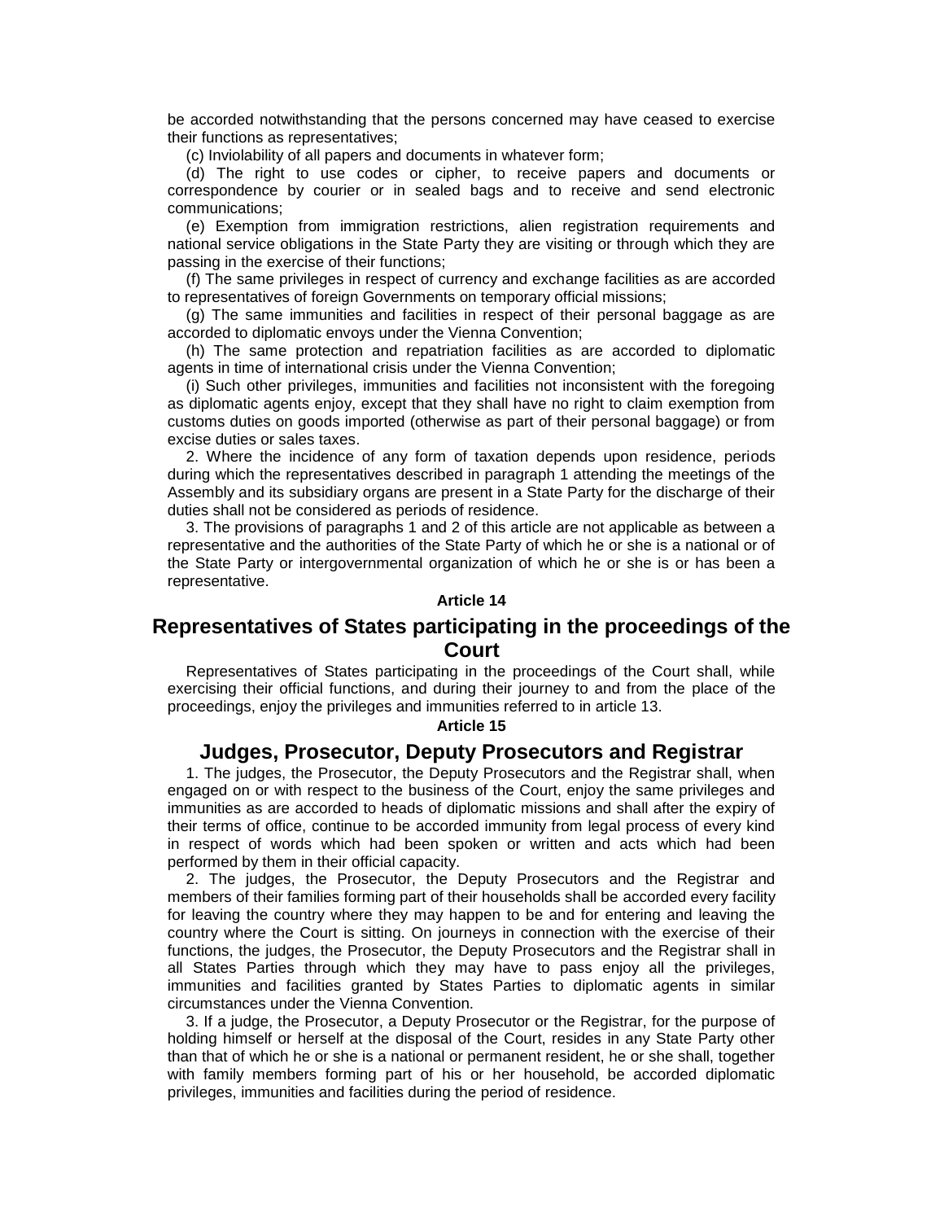be accorded notwithstanding that the persons concerned may have ceased to exercise their functions as representatives;

(c) Inviolability of all papers and documents in whatever form;

(d) The right to use codes or cipher, to receive papers and documents or correspondence by courier or in sealed bags and to receive and send electronic communications;

(e) Exemption from immigration restrictions, alien registration requirements and national service obligations in the State Party they are visiting or through which they are passing in the exercise of their functions;

(f) The same privileges in respect of currency and exchange facilities as are accorded to representatives of foreign Governments on temporary official missions;

(g) The same immunities and facilities in respect of their personal baggage as are accorded to diplomatic envoys under the Vienna Convention;

(h) The same protection and repatriation facilities as are accorded to diplomatic agents in time of international crisis under the Vienna Convention;

(i) Such other privileges, immunities and facilities not inconsistent with the foregoing as diplomatic agents enjoy, except that they shall have no right to claim exemption from customs duties on goods imported (otherwise as part of their personal baggage) or from excise duties or sales taxes.

2. Where the incidence of any form of taxation depends upon residence, periods during which the representatives described in paragraph 1 attending the meetings of the Assembly and its subsidiary organs are present in a State Party for the discharge of their duties shall not be considered as periods of residence.

3. The provisions of paragraphs 1 and 2 of this article are not applicable as between a representative and the authorities of the State Party of which he or she is a national or of the State Party or intergovernmental organization of which he or she is or has been a representative.

**Article 14**

## Representatives of States participating in the proceedings of the Court

Representatives of States participating in the proceedings of the Court shall, while exercising their official functions, and during their journey to and from the place of the proceedings, enjoy the privileges and immunities referred to in article 13.

**Article 15**

## Judges, Prosecutor, Deputy Prosecutors and Registrar

1. The judges, the Prosecutor, the Deputy Prosecutors and the Registrar shall, when engaged on or with respect to the business of the Court, enjoy the same privileges and immunities as are accorded to heads of diplomatic missions and shall after the expiry of their terms of office, continue to be accorded immunity from legal process of every kind in respect of words which had been spoken or written and acts which had been performed by them in their official capacity.

2. The judges, the Prosecutor, the Deputy Prosecutors and the Registrar and members of their families forming part of their households shall be accorded every facility for leaving the country where they may happen to be and for entering and leaving the country where the Court is sitting. On journeys in connection with the exercise of their functions, the judges, the Prosecutor, the Deputy Prosecutors and the Registrar shall in all States Parties through which they may have to pass enjoy all the privileges, immunities and facilities granted by States Parties to diplomatic agents in similar circumstances under the Vienna Convention.

3. If a judge, the Prosecutor, a Deputy Prosecutor or the Registrar, for the purpose of holding himself or herself at the disposal of the Court, resides in any State Party other than that of which he or she is a national or permanent resident, he or she shall, together with family members forming part of his or her household, be accorded diplomatic privileges, immunities and facilities during the period of residence.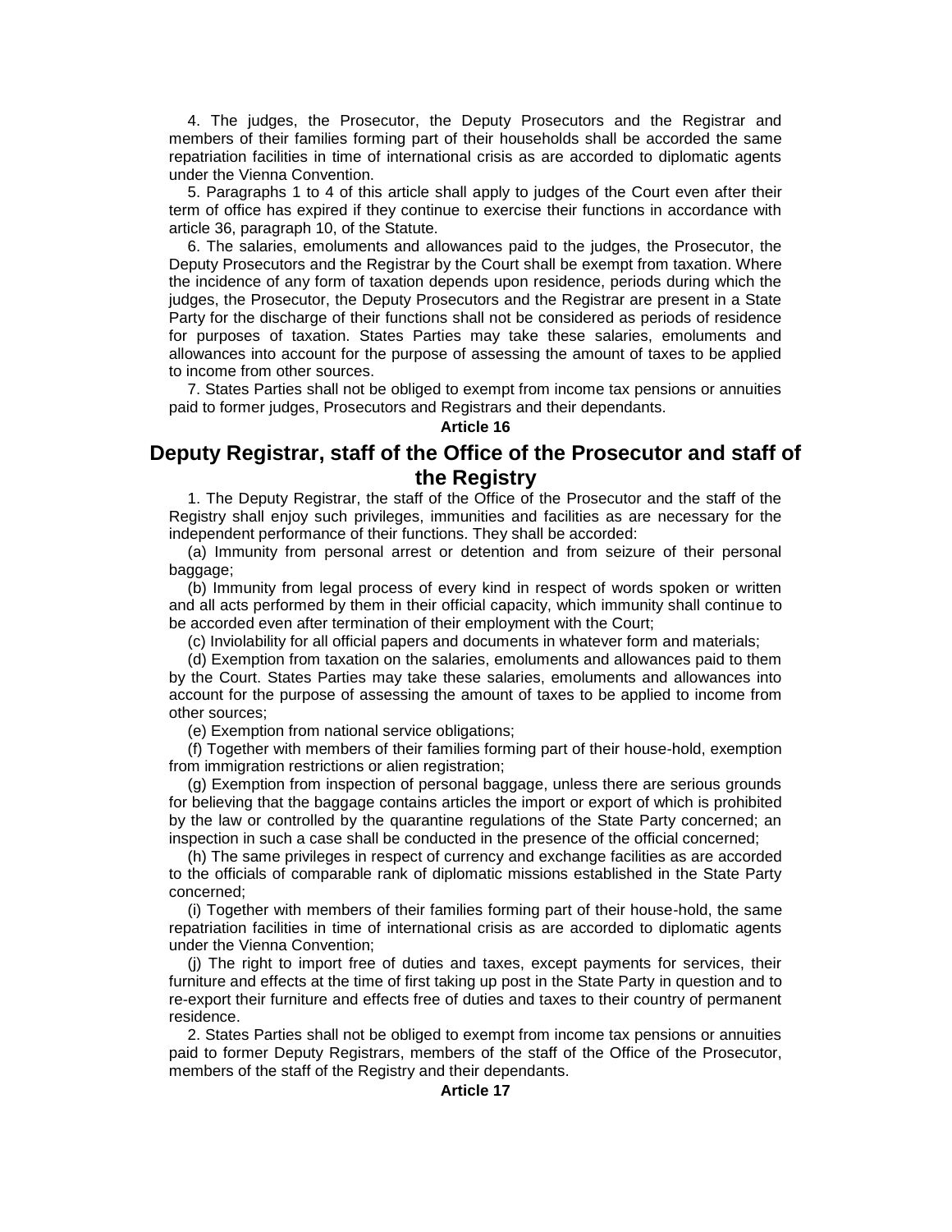4. The judges, the Prosecutor, the Deputy Prosecutors and the Registrar and members of their families forming part of their households shall be accorded the same repatriation facilities in time of international crisis as are accorded to diplomatic agents under the Vienna Convention.

5. Paragraphs 1 to 4 of this article shall apply to judges of the Court even after their term of office has expired if they continue to exercise their functions in accordance with article 36, paragraph 10, of the Statute.

6. The salaries, emoluments and allowances paid to the judges, the Prosecutor, the Deputy Prosecutors and the Registrar by the Court shall be exempt from taxation. Where the incidence of any form of taxation depends upon residence, periods during which the judges, the Prosecutor, the Deputy Prosecutors and the Registrar are present in a State Party for the discharge of their functions shall not be considered as periods of residence for purposes of taxation. States Parties may take these salaries, emoluments and allowances into account for the purpose of assessing the amount of taxes to be applied to income from other sources.

7. States Parties shall not be obliged to exempt from income tax pensions or annuities paid to former judges, Prosecutors and Registrars and their dependants.

**Article 16**

## Deputy Registrar, staff of the Office of the Prosecutor and staff of the Registry

1. The Deputy Registrar, the staff of the Office of the Prosecutor and the staff of the Registry shall enjoy such privileges, immunities and facilities as are necessary for the independent performance of their functions. They shall be accorded:

(a) Immunity from personal arrest or detention and from seizure of their personal baggage;

(b) Immunity from legal process of every kind in respect of words spoken or written and all acts performed by them in their official capacity, which immunity shall continue to be accorded even after termination of their employment with the Court;

(c) Inviolability for all official papers and documents in whatever form and materials;

(d) Exemption from taxation on the salaries, emoluments and allowances paid to them by the Court. States Parties may take these salaries, emoluments and allowances into account for the purpose of assessing the amount of taxes to be applied to income from other sources;

(e) Exemption from national service obligations;

(f) Together with members of their families forming part of their house-hold, exemption from immigration restrictions or alien registration;

(g) Exemption from inspection of personal baggage, unless there are serious grounds for believing that the baggage contains articles the import or export of which is prohibited by the law or controlled by the quarantine regulations of the State Party concerned; an inspection in such a case shall be conducted in the presence of the official concerned;

(h) The same privileges in respect of currency and exchange facilities as are accorded to the officials of comparable rank of diplomatic missions established in the State Party concerned;

(i) Together with members of their families forming part of their house-hold, the same repatriation facilities in time of international crisis as are accorded to diplomatic agents under the Vienna Convention;

(j) The right to import free of duties and taxes, except payments for services, their furniture and effects at the time of first taking up post in the State Party in question and to re-export their furniture and effects free of duties and taxes to their country of permanent residence.

2. States Parties shall not be obliged to exempt from income tax pensions or annuities paid to former Deputy Registrars, members of the staff of the Office of the Prosecutor, members of the staff of the Registry and their dependants.

**Article 17**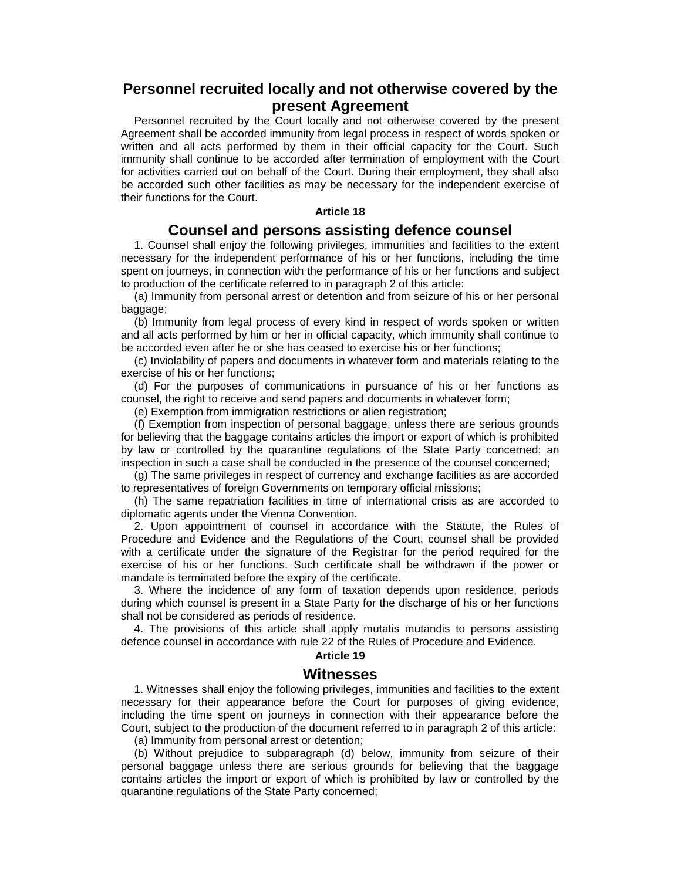## Personnel recruited locally and not otherwise covered by the present Agreement

Personnel recruited by the Court locally and not otherwise covered by the present Agreement shall be accorded immunity from legal process in respect of words spoken or written and all acts performed by them in their official capacity for the Court. Such immunity shall continue to be accorded after termination of employment with the Court for activities carried out on behalf of the Court. During their employment, they shall also be accorded such other facilities as may be necessary for the independent exercise of their functions for the Court.

**Article 18**

## Counsel and persons assisting defence counsel

1. Counsel shall enjoy the following privileges, immunities and facilities to the extent necessary for the independent performance of his or her functions, including the time spent on journeys, in connection with the performance of his or her functions and subject to production of the certificate referred to in paragraph 2 of this article:

(a) Immunity from personal arrest or detention and from seizure of his or her personal baggage;

(b) Immunity from legal process of every kind in respect of words spoken or written and all acts performed by him or her in official capacity, which immunity shall continue to be accorded even after he or she has ceased to exercise his or her functions;

(c) Inviolability of papers and documents in whatever form and materials relating to the exercise of his or her functions;

(d) For the purposes of communications in pursuance of his or her functions as counsel, the right to receive and send papers and documents in whatever form;

(e) Exemption from immigration restrictions or alien registration;

(f) Exemption from inspection of personal baggage, unless there are serious grounds for believing that the baggage contains articles the import or export of which is prohibited by law or controlled by the quarantine regulations of the State Party concerned; an inspection in such a case shall be conducted in the presence of the counsel concerned;

(g) The same privileges in respect of currency and exchange facilities as are accorded to representatives of foreign Governments on temporary official missions;

(h) The same repatriation facilities in time of international crisis as are accorded to diplomatic agents under the Vienna Convention.

2. Upon appointment of counsel in accordance with the Statute, the Rules of Procedure and Evidence and the Regulations of the Court, counsel shall be provided with a certificate under the signature of the Registrar for the period required for the exercise of his or her functions. Such certificate shall be withdrawn if the power or mandate is terminated before the expiry of the certificate.

3. Where the incidence of any form of taxation depends upon residence, periods during which counsel is present in a State Party for the discharge of his or her functions shall not be considered as periods of residence.

4. The provisions of this article shall apply mutatis mutandis to persons assisting defence counsel in accordance with rule 22 of the Rules of Procedure and Evidence.

**Article 19**

## Witnesses

1. Witnesses shall enjoy the following privileges, immunities and facilities to the extent necessary for their appearance before the Court for purposes of giving evidence, including the time spent on journeys in connection with their appearance before the Court, subject to the production of the document referred to in paragraph 2 of this article:

(a) Immunity from personal arrest or detention;

(b) Without prejudice to subparagraph (d) below, immunity from seizure of their personal baggage unless there are serious grounds for believing that the baggage contains articles the import or export of which is prohibited by law or controlled by the quarantine regulations of the State Party concerned;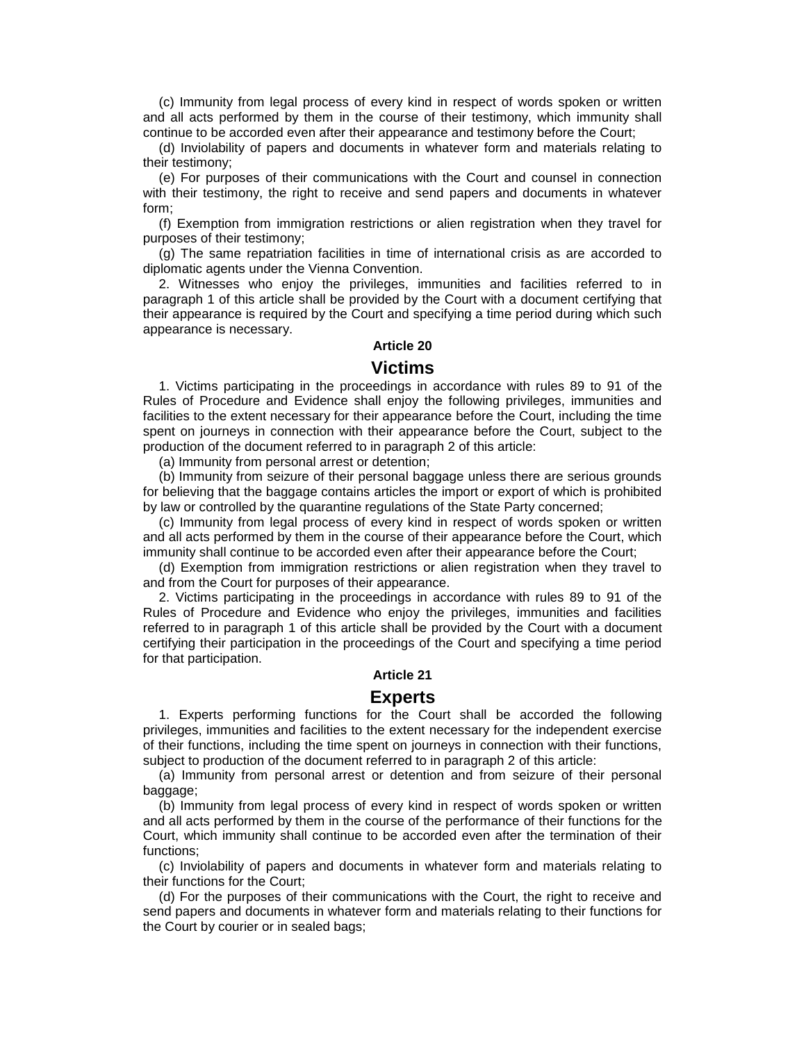(c) Immunity from legal process of every kind in respect of words spoken or written and all acts performed by them in the course of their testimony, which immunity shall continue to be accorded even after their appearance and testimony before the Court;

(d) Inviolability of papers and documents in whatever form and materials relating to their testimony;

(e) For purposes of their communications with the Court and counsel in connection with their testimony, the right to receive and send papers and documents in whatever form;

(f) Exemption from immigration restrictions or alien registration when they travel for purposes of their testimony;

(g) The same repatriation facilities in time of international crisis as are accorded to diplomatic agents under the Vienna Convention.

2. Witnesses who enjoy the privileges, immunities and facilities referred to in paragraph 1 of this article shall be provided by the Court with a document certifying that their appearance is required by the Court and specifying a time period during which such appearance is necessary.

**Article 20**

## Victims

1. Victims participating in the proceedings in accordance with rules 89 to 91 of the Rules of Procedure and Evidence shall enjoy the following privileges, immunities and facilities to the extent necessary for their appearance before the Court, including the time spent on journeys in connection with their appearance before the Court, subject to the production of the document referred to in paragraph 2 of this article:

(a) Immunity from personal arrest or detention;

(b) Immunity from seizure of their personal baggage unless there are serious grounds for believing that the baggage contains articles the import or export of which is prohibited by law or controlled by the quarantine regulations of the State Party concerned;

(c) Immunity from legal process of every kind in respect of words spoken or written and all acts performed by them in the course of their appearance before the Court, which immunity shall continue to be accorded even after their appearance before the Court;

(d) Exemption from immigration restrictions or alien registration when they travel to and from the Court for purposes of their appearance.

2. Victims participating in the proceedings in accordance with rules 89 to 91 of the Rules of Procedure and Evidence who enjoy the privileges, immunities and facilities referred to in paragraph 1 of this article shall be provided by the Court with a document certifying their participation in the proceedings of the Court and specifying a time period for that participation.

**Article 21**

## Experts

1. Experts performing functions for the Court shall be accorded the following privileges, immunities and facilities to the extent necessary for the independent exercise of their functions, including the time spent on journeys in connection with their functions, subject to production of the document referred to in paragraph 2 of this article:

(a) Immunity from personal arrest or detention and from seizure of their personal baggage;

(b) Immunity from legal process of every kind in respect of words spoken or written and all acts performed by them in the course of the performance of their functions for the Court, which immunity shall continue to be accorded even after the termination of their functions;

(c) Inviolability of papers and documents in whatever form and materials relating to their functions for the Court;

(d) For the purposes of their communications with the Court, the right to receive and send papers and documents in whatever form and materials relating to their functions for the Court by courier or in sealed bags;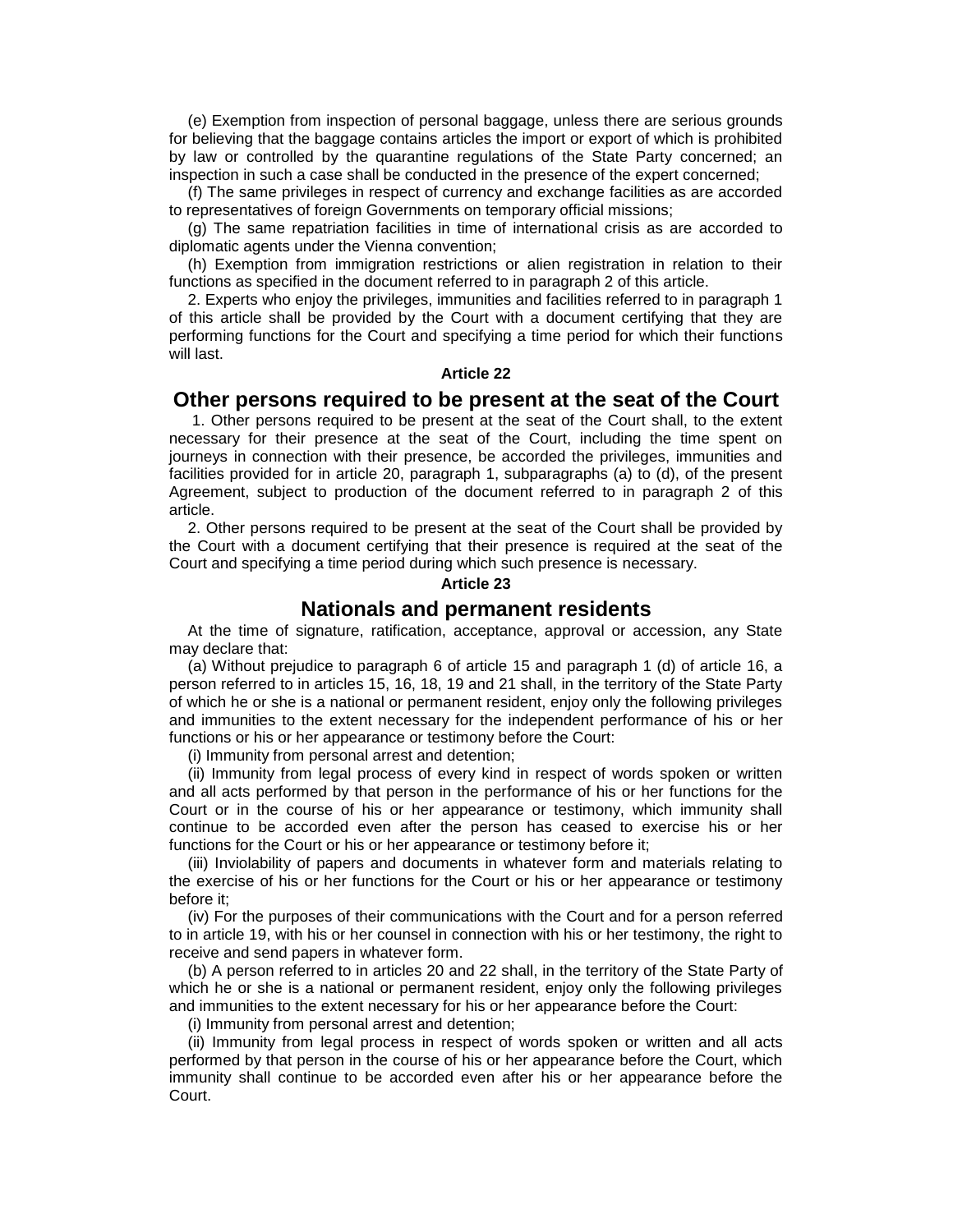(e) Exemption from inspection of personal baggage, unless there are serious grounds for believing that the baggage contains articles the import or export of which is prohibited by law or controlled by the quarantine regulations of the State Party concerned; an inspection in such a case shall be conducted in the presence of the expert concerned;

(f) The same privileges in respect of currency and exchange facilities as are accorded to representatives of foreign Governments on temporary official missions;

(g) The same repatriation facilities in time of international crisis as are accorded to diplomatic agents under the Vienna convention;

(h) Exemption from immigration restrictions or alien registration in relation to their functions as specified in the document referred to in paragraph 2 of this article.

2. Experts who enjoy the privileges, immunities and facilities referred to in paragraph 1 of this article shall be provided by the Court with a document certifying that they are performing functions for the Court and specifying a time period for which their functions will last.

**Article 22**

## Other persons required to be present at the seat of the Court

1. Other persons required to be present at the seat of the Court shall, to the extent necessary for their presence at the seat of the Court, including the time spent on journeys in connection with their presence, be accorded the privileges, immunities and facilities provided for in article 20, paragraph 1, subparagraphs (a) to (d), of the present Agreement, subject to production of the document referred to in paragraph 2 of this article.

2. Other persons required to be present at the seat of the Court shall be provided by the Court with a document certifying that their presence is required at the seat of the Court and specifying a time period during which such presence is necessary.

**Article 23**

## Nationals and permanent residents

At the time of signature, ratification, acceptance, approval or accession, any State may declare that:

(a) Without prejudice to paragraph 6 of article 15 and paragraph 1 (d) of article 16, a person referred to in articles 15, 16, 18, 19 and 21 shall, in the territory of the State Party of which he or she is a national or permanent resident, enjoy only the following privileges and immunities to the extent necessary for the independent performance of his or her functions or his or her appearance or testimony before the Court:

(i) Immunity from personal arrest and detention;

(ii) Immunity from legal process of every kind in respect of words spoken or written and all acts performed by that person in the performance of his or her functions for the Court or in the course of his or her appearance or testimony, which immunity shall continue to be accorded even after the person has ceased to exercise his or her functions for the Court or his or her appearance or testimony before it;

(iii) Inviolability of papers and documents in whatever form and materials relating to the exercise of his or her functions for the Court or his or her appearance or testimony before it;

(iv) For the purposes of their communications with the Court and for a person referred to in article 19, with his or her counsel in connection with his or her testimony, the right to receive and send papers in whatever form.

(b) A person referred to in articles 20 and 22 shall, in the territory of the State Party of which he or she is a national or permanent resident, enjoy only the following privileges and immunities to the extent necessary for his or her appearance before the Court:

(i) Immunity from personal arrest and detention;

(ii) Immunity from legal process in respect of words spoken or written and all acts performed by that person in the course of his or her appearance before the Court, which immunity shall continue to be accorded even after his or her appearance before the Court.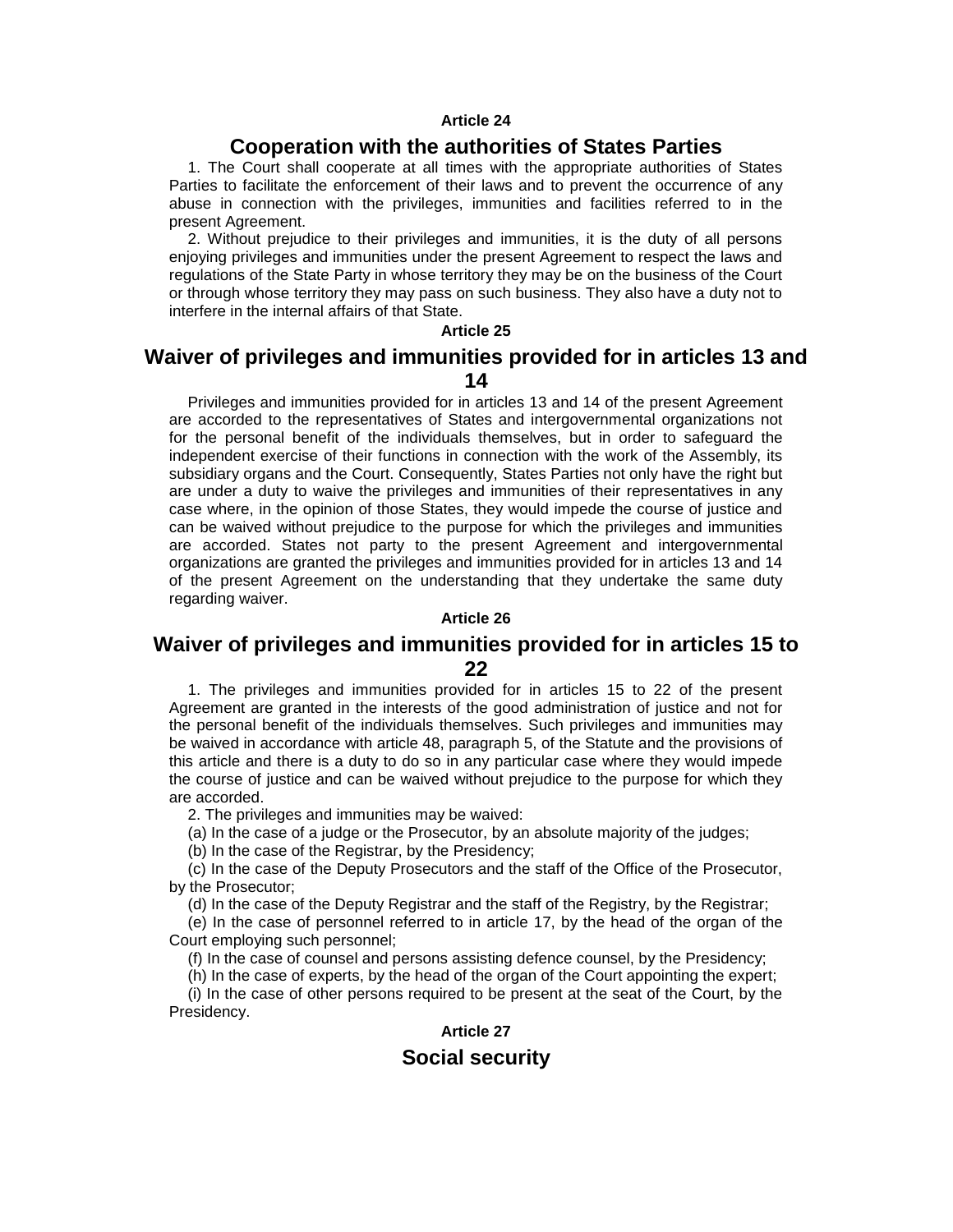**Article 24**

## Cooperation with the authorities of States Parties

1. The Court shall cooperate at all times with the appropriate authorities of States Parties to facilitate the enforcement of their laws and to prevent the occurrence of any abuse in connection with the privileges, immunities and facilities referred to in the present Agreement.

2. Without prejudice to their privileges and immunities, it is the duty of all persons enjoying privileges and immunities under the present Agreement to respect the laws and regulations of the State Party in whose territory they may be on the business of the Court or through whose territory they may pass on such business. They also have a duty not to interfere in the internal affairs of that State.

**Article 25**

## Waiver of privileges and immunities provided for in articles 13 and 14

Privileges and immunities provided for in articles 13 and 14 of the present Agreement are accorded to the representatives of States and intergovernmental organizations not for the personal benefit of the individuals themselves, but in order to safeguard the independent exercise of their functions in connection with the work of the Assembly, its subsidiary organs and the Court. Consequently, States Parties not only have the right but are under a duty to waive the privileges and immunities of their representatives in any case where, in the opinion of those States, they would impede the course of justice and can be waived without prejudice to the purpose for which the privileges and immunities are accorded. States not party to the present Agreement and intergovernmental organizations are granted the privileges and immunities provided for in articles 13 and 14 of the present Agreement on the understanding that they undertake the same duty regarding waiver.

**Article 26**

## Waiver of privileges and immunities provided for in articles 15 to 22

1. The privileges and immunities provided for in articles 15 to 22 of the present Agreement are granted in the interests of the good administration of justice and not for the personal benefit of the individuals themselves. Such privileges and immunities may be waived in accordance with article 48, paragraph 5, of the Statute and the provisions of this article and there is a duty to do so in any particular case where they would impede the course of justice and can be waived without prejudice to the purpose for which they are accorded.

2. The privileges and immunities may be waived:

(a) In the case of a judge or the Prosecutor, by an absolute majority of the judges;

(b) In the case of the Registrar, by the Presidency;

(c) In the case of the Deputy Prosecutors and the staff of the Office of the Prosecutor, by the Prosecutor;

(d) In the case of the Deputy Registrar and the staff of the Registry, by the Registrar;

(e) In the case of personnel referred to in article 17, by the head of the organ of the Court employing such personnel;

(f) In the case of counsel and persons assisting defence counsel, by the Presidency;

(h) In the case of experts, by the head of the organ of the Court appointing the expert;

(i) In the case of other persons required to be present at the seat of the Court, by the Presidency.

**Article 27**

## Social security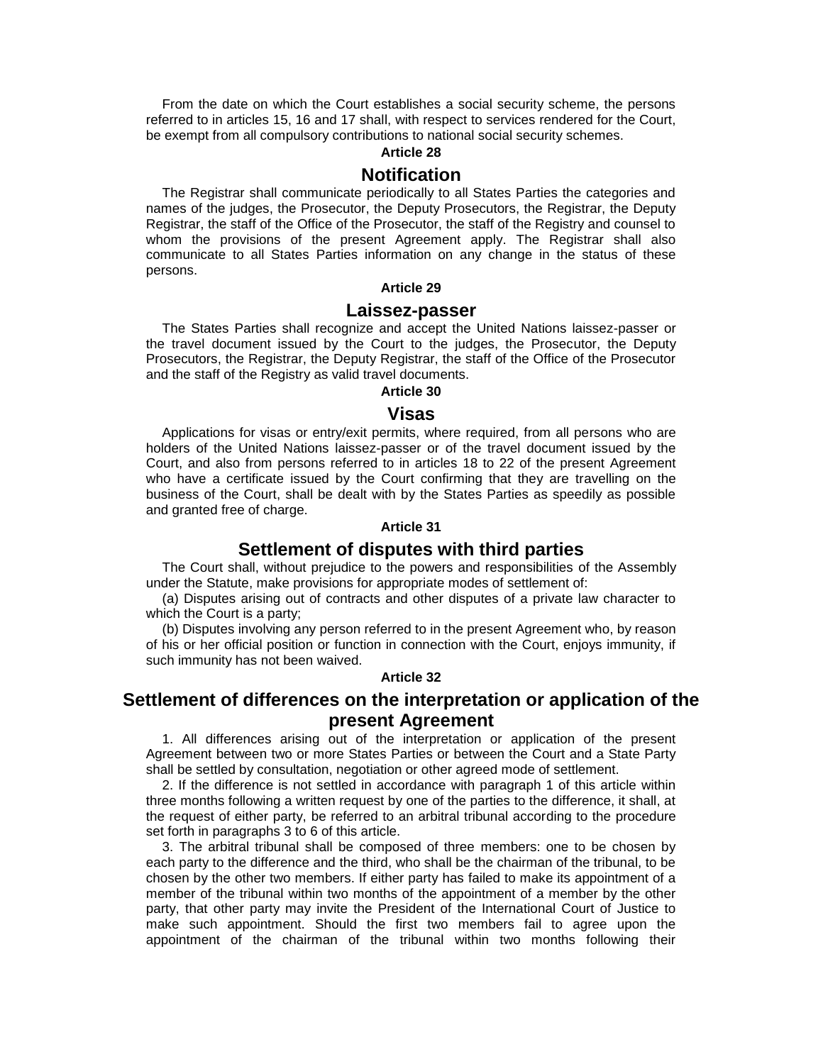From the date on which the Court establishes a social security scheme, the persons referred to in articles 15, 16 and 17 shall, with respect to services rendered for the Court, be exempt from all compulsory contributions to national social security schemes.

**Article 28**

## Notification

The Registrar shall communicate periodically to all States Parties the categories and names of the judges, the Prosecutor, the Deputy Prosecutors, the Registrar, the Deputy Registrar, the staff of the Office of the Prosecutor, the staff of the Registry and counsel to whom the provisions of the present Agreement apply. The Registrar shall also communicate to all States Parties information on any change in the status of these persons.

**Article 29**

## Laissez-passer

The States Parties shall recognize and accept the United Nations laissez-passer or the travel document issued by the Court to the judges, the Prosecutor, the Deputy Prosecutors, the Registrar, the Deputy Registrar, the staff of the Office of the Prosecutor and the staff of the Registry as valid travel documents.

**Article 30**

## Visas

Applications for visas or entry/exit permits, where required, from all persons who are holders of the United Nations laissez-passer or of the travel document issued by the Court, and also from persons referred to in articles 18 to 22 of the present Agreement who have a certificate issued by the Court confirming that they are travelling on the business of the Court, shall be dealt with by the States Parties as speedily as possible and granted free of charge.

**Article 31**

## Settlement of disputes with third parties

The Court shall, without prejudice to the powers and responsibilities of the Assembly under the Statute, make provisions for appropriate modes of settlement of:

(a) Disputes arising out of contracts and other disputes of a private law character to which the Court is a party;

(b) Disputes involving any person referred to in the present Agreement who, by reason of his or her official position or function in connection with the Court, enjoys immunity, if such immunity has not been waived.

**Article 32**

## Settlement of differences on the interpretation or application of the present Agreement

1. All differences arising out of the interpretation or application of the present Agreement between two or more States Parties or between the Court and a State Party shall be settled by consultation, negotiation or other agreed mode of settlement.

2. If the difference is not settled in accordance with paragraph 1 of this article within three months following a written request by one of the parties to the difference, it shall, at the request of either party, be referred to an arbitral tribunal according to the procedure set forth in paragraphs 3 to 6 of this article.

3. The arbitral tribunal shall be composed of three members: one to be chosen by each party to the difference and the third, who shall be the chairman of the tribunal, to be chosen by the other two members. If either party has failed to make its appointment of a member of the tribunal within two months of the appointment of a member by the other party, that other party may invite the President of the International Court of Justice to make such appointment. Should the first two members fail to agree upon the appointment of the chairman of the tribunal within two months following their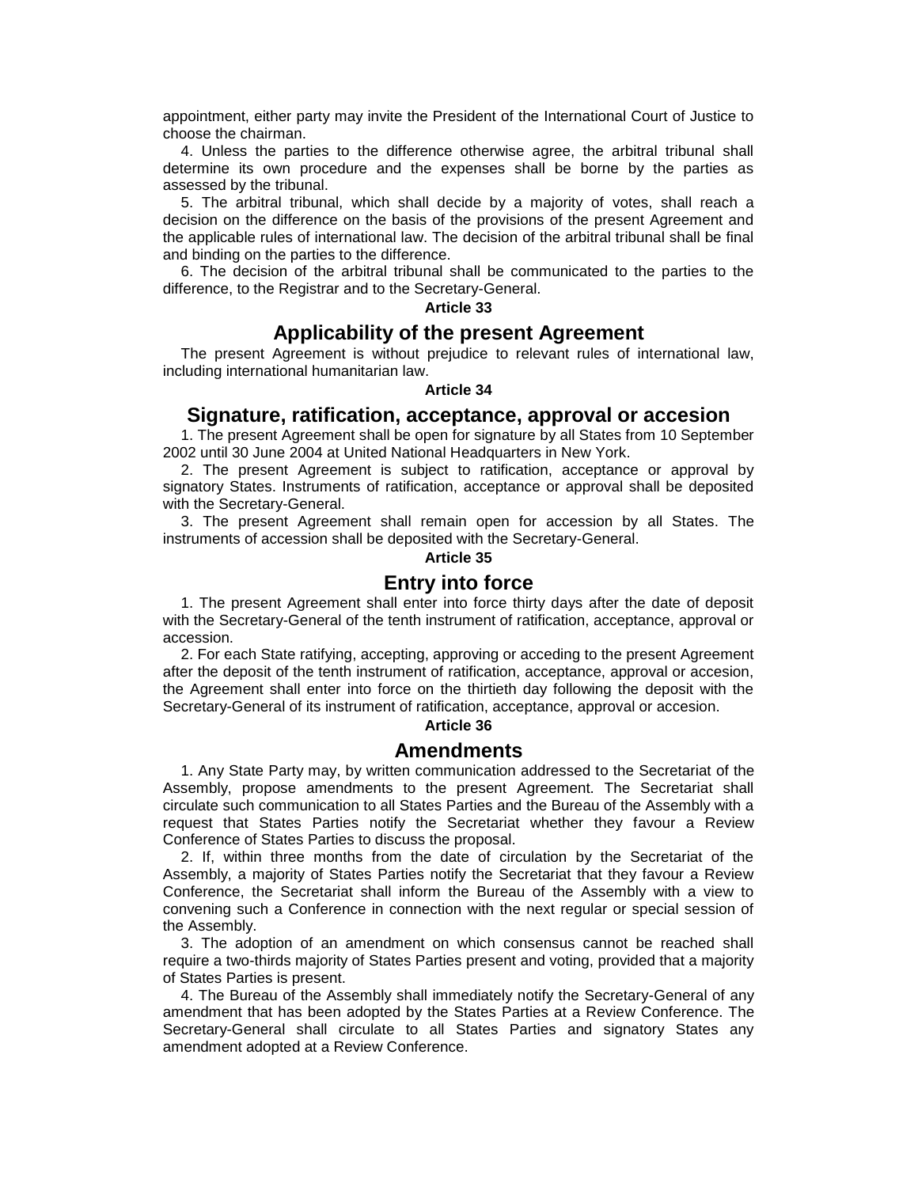appointment, either party may invite the President of the International Court of Justice to choose the chairman.

4. Unless the parties to the difference otherwise agree, the arbitral tribunal shall determine its own procedure and the expenses shall be borne by the parties as assessed by the tribunal.

5. The arbitral tribunal, which shall decide by a majority of votes, shall reach a decision on the difference on the basis of the provisions of the present Agreement and the applicable rules of international law. The decision of the arbitral tribunal shall be final and binding on the parties to the difference.

6. The decision of the arbitral tribunal shall be communicated to the parties to the difference, to the Registrar and to the Secretary-General.

**Article 33**

## Applicability of the present Agreement

The present Agreement is without prejudice to relevant rules of international law, including international humanitarian law.

**Article 34**

## Signature, ratification, acceptance, approval or accesion

1. The present Agreement shall be open for signature by all States from 10 September 2002 until 30 June 2004 at United National Headquarters in New York.

2. The present Agreement is subject to ratification, acceptance or approval by signatory States. Instruments of ratification, acceptance or approval shall be deposited with the Secretary-General.

3. The present Agreement shall remain open for accession by all States. The instruments of accession shall be deposited with the Secretary-General.

**Article 35**

## Entry into force

1. The present Agreement shall enter into force thirty days after the date of deposit with the Secretary-General of the tenth instrument of ratification, acceptance, approval or accession.

2. For each State ratifying, accepting, approving or acceding to the present Agreement after the deposit of the tenth instrument of ratification, acceptance, approval or accesion, the Agreement shall enter into force on the thirtieth day following the deposit with the Secretary-General of its instrument of ratification, acceptance, approval or accesion.

**Article 36**

## Amendments

1. Any State Party may, by written communication addressed to the Secretariat of the Assembly, propose amendments to the present Agreement. The Secretariat shall circulate such communication to all States Parties and the Bureau of the Assembly with a request that States Parties notify the Secretariat whether they favour a Review Conference of States Parties to discuss the proposal.

2. If, within three months from the date of circulation by the Secretariat of the Assembly, a majority of States Parties notify the Secretariat that they favour a Review Conference, the Secretariat shall inform the Bureau of the Assembly with a view to convening such a Conference in connection with the next regular or special session of the Assembly.

3. The adoption of an amendment on which consensus cannot be reached shall require a two-thirds majority of States Parties present and voting, provided that a majority of States Parties is present.

4. The Bureau of the Assembly shall immediately notify the Secretary-General of any amendment that has been adopted by the States Parties at a Review Conference. The Secretary-General shall circulate to all States Parties and signatory States any amendment adopted at a Review Conference.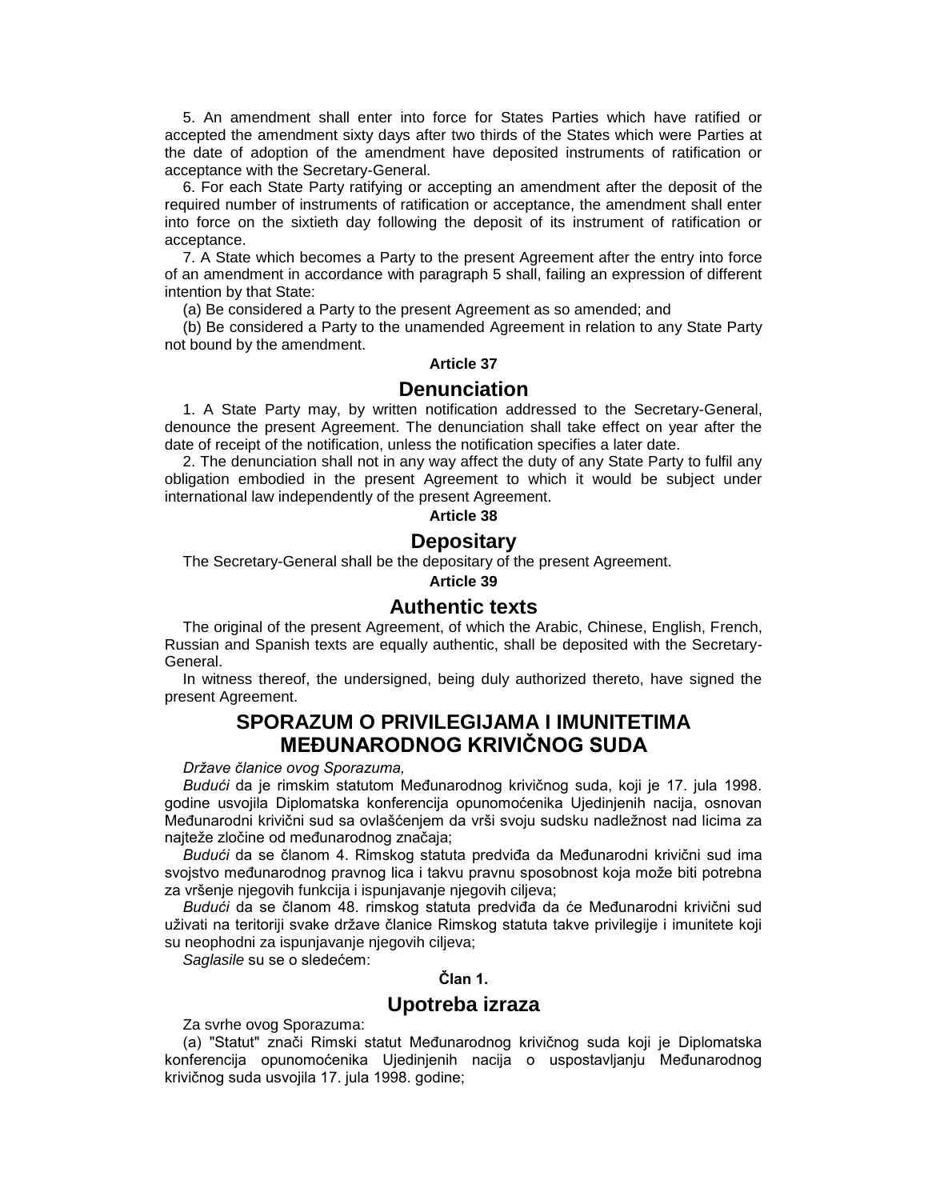5. An amendment shall enter into force for States Parties which have ratified or accepted the amendment sixty days after two thirds of the States which were Parties at the date of adoption of the amendment have deposited instruments of ratification or acceptance with the Secretary-General.

6. For each State Party ratifying or accepting an amendment after the deposit of the required number of instruments of ratification or acceptance, the amendment shall enter into force on the sixtieth day following the deposit of its instrument of ratification or acceptance.

7. A State which becomes a Party to the present Agreement after the entry into force of an amendment in accordance with paragraph 5 shall, failing an expression of different intention by that State:

(a) Be considered a Party to the present Agreement as so amended; and

(b) Be considered a Party to the unamended Agreement in relation to any State Party not bound by the amendment.

**Article 37**

## Denunciation

1. A State Party may, by written notification addressed to the Secretary-General, denounce the present Agreement. The denunciation shall take effect on year after the date of receipt of the notification, unless the notification specifies a later date.

2. The denunciation shall not in any way affect the duty of any State Party to fulfil any obligation embodied in the present Agreement to which it would be subject under international law independently of the present Agreement.

**Article 38**

## Depositary

The Secretary-General shall be the depositary of the present Agreement.

**Article 39**

## Authentic texts

The original of the present Agreement, of which the Arabic, Chinese, English, French, Russian and Spanish texts are equally authentic, shall be deposited with the Secretary-General.

In witness thereof, the undersigned, being duly authorized thereto, have signed the present Agreement.

# SPORAZUM O PRIVILEGIJAMA I IMUNITETIMA MEĐUNARODNOG KRIVIČNOG SUDA

*Države članice ovog Sporazuma,*

*Budući* da je rimskim statutom Međunarodnog krivičnog suda, koji je 17. jula 1998. godine usvojila Diplomatska konferencija opunomoćenika Ujedinjenih nacija, osnovan Međunarodni krivični sud sa ovlašćenjem da vrši svoju sudsku nadležnost nad licima za najteže zločine od međunarodnog značaja;

*Budući* da se članom 4. Rimskog statuta predviđa da Međunarodni krivični sud ima svojstvo međunarodnog pravnog lica i takvu pravnu sposobnost koja može biti potrebna za vršenje njegovih funkcija i ispunjavanje njegovih ciljeva;

*Budući* da se članom 48. rimskog statuta predviđa da će Međunarodni krivični sud uživati na teritoriji svake države članice Rimskog statuta takve privilegije i imunitete koji su neophodni za ispunjavanje njegovih ciljeva;

*Saglasile* su se o sledećem:

**Član 1.**

## Upotreba izraza

Za svrhe ovog Sporazuma:

(a) "Statut" znači Rimski statut Međunarodnog krivičnog suda koji je Diplomatska konferencija opunomoćenika Ujedinjenih nacija o uspostavljanju Međunarodnog krivičnog suda usvojila 17. jula 1998. godine;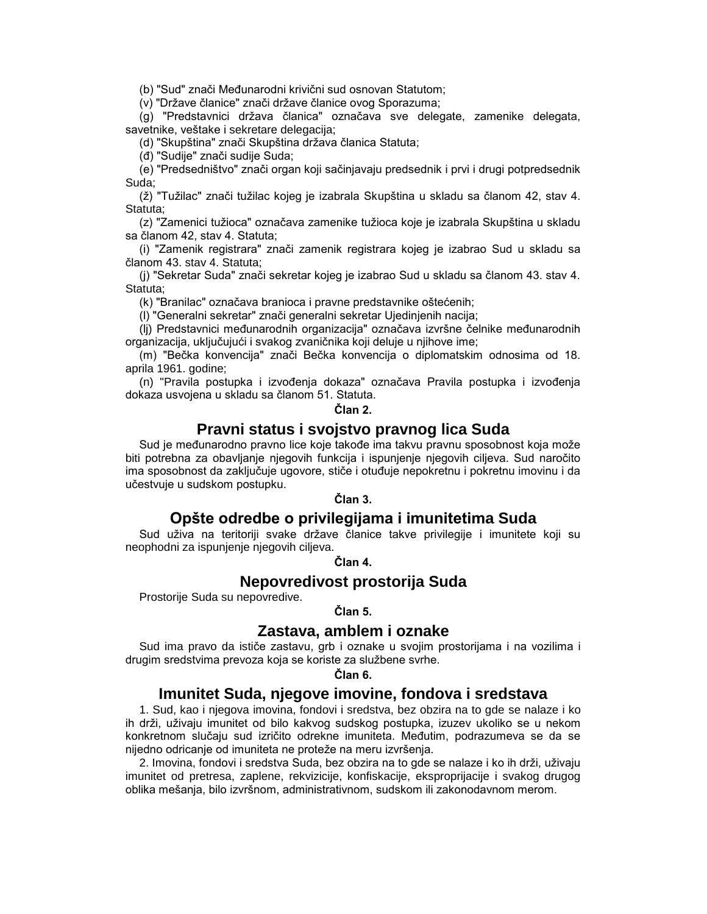(b) "Sud" znači Međunarodni krivični sud osnovan Statutom;

(v) "Države članice" znači države članice ovog Sporazuma;

(g) "Predstavnici država članica" označava sve delegate, zamenike delegata, savetnike, veštake i sekretare delegacija;

(d) "Skupština" znači Skupština država članica Statuta;

(đ) "Sudije" znači sudije Suda;

(e) "Predsedništvo" znači organ koji sačinjavaju predsednik i prvi i drugi potpredsednik Suda;

(ž) "Tužilac" znači tužilac kojeg je izabrala Skupština u skladu sa članom 42, stav 4. Statuta;

(z) "Zamenici tužioca" označava zamenike tužioca koje je izabrala Skupština u skladu sa članom 42, stav 4. Statuta;

(i) "Zamenik registrara" znači zamenik registrara kojeg je izabrao Sud u skladu sa članom 43. stav 4. Statuta;

(j) "Sekretar Suda" znači sekretar kojeg je izabrao Sud u skladu sa članom 43. stav 4. Statuta;

(k) "Branilac" označava branioca i pravne predstavnike oštećenih;

(l) "Generalni sekretar" znači generalni sekretar Ujedinjenih nacija;

(lj) Predstavnici međunarodnih organizacija" označava izvršne čelnike međunarodnih organizacija, uključujući i svakog zvaničnika koji deluje u njihove ime;

(m) "Bečka konvencija" znači Bečka konvencija o diplomatskim odnosima od 18. aprila 1961. godine;

(n) "Pravila postupka i izvođenja dokaza" označava Pravila postupka i izvođenja dokaza usvojena u skladu sa članom 51. Statuta.

**Član 2.**

## Pravni status i svojstvo pravnog lica Suda

Sud je međunarodno pravno lice koje takođe ima takvu pravnu sposobnost koja može biti potrebna za obavljanje njegovih funkcija i ispunjenje njegovih ciljeva. Sud naročito ima sposobnost da zaključuje ugovore, stiče i otuđuje nepokretnu i pokretnu imovinu i da učestvuje u sudskom postupku.

**Član 3.**

## Opšte odredbe o privilegijama i imunitetima Suda

Sud uživa na teritoriji svake države članice takve privilegije i imunitete koji su neophodni za ispunjenje njegovih ciljeva.

**Član 4.**

## Nepovredivost prostorija Suda

Prostorije Suda su nepovredive.

**Član 5.**

## Zastava, amblem i oznake

Sud ima pravo da ističe zastavu, grb i oznake u svojim prostorijama i na vozilima i drugim sredstvima prevoza koja se koriste za službene svrhe.

**Član 6.**

## Imunitet Suda, njegove imovine, fondova i sredstava

1. Sud, kao i njegova imovina, fondovi i sredstva, bez obzira na to gde se nalaze i ko ih drži, uživaju imunitet od bilo kakvog sudskog postupka, izuzev ukoliko se u nekom konkretnom slučaju sud izričito odrekne imuniteta. Međutim, podrazumeva se da se nijedno odricanje od imuniteta ne proteže na meru izvršenja.

2. Imovina, fondovi i sredstva Suda, bez obzira na to gde se nalaze i ko ih drži, uživaju imunitet od pretresa, zaplene, rekvizicije, konfiskacije, eksproprijacije i svakog drugog oblika mešanja, bilo izvršnom, administrativnom, sudskom ili zakonodavnom merom.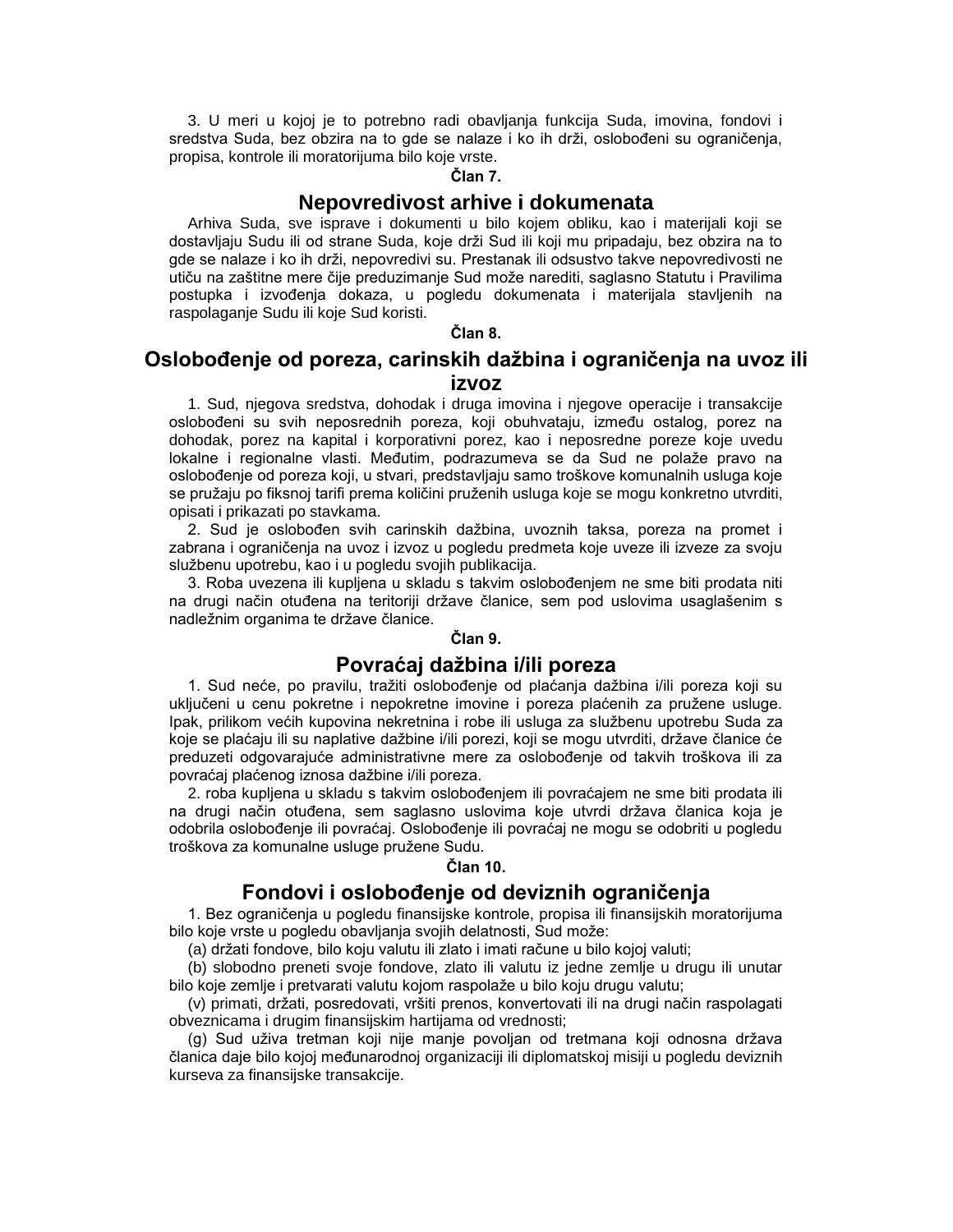3. U meri u kojoj je to potrebno radi obavljanja funkcija Suda, imovina, fondovi i sredstva Suda, bez obzira na to gde se nalaze i ko ih drži, oslobođeni su ograničenja, propisa, kontrole ili moratorijuma bilo koje vrste.

**Član 7.**

## Nepovredivost arhive i dokumenata

Arhiva Suda, sve isprave i dokumenti u bilo kojem obliku, kao i materijali koji se dostavljaju Sudu ili od strane Suda, koje drži Sud ili koji mu pripadaju, bez obzira na to gde se nalaze i ko ih drži, nepovredivi su. Prestanak ili odsustvo takve nepovredivosti ne utiču na zaštitne mere čije preduzimanje Sud može narediti, saglasno Statutu i Pravilima postupka i izvođenja dokaza, u pogledu dokumenata i materijala stavljenih na raspolaganje Sudu ili koje Sud koristi.

**Član 8.**

## Oslobođenje od poreza, carinskih dažbina i ograničenja na uvoz ili izvoz

1. Sud, njegova sredstva, dohodak i druga imovina i njegove operacije i transakcije oslobođeni su svih neposrednih poreza, koji obuhvataju, između ostalog, porez na dohodak, porez na kapital i korporativni porez, kao i neposredne poreze koje uvedu lokalne i regionalne vlasti. Međutim, podrazumeva se da Sud ne polaže pravo na oslobođenje od poreza koji, u stvari, predstavljaju samo troškove komunalnih usluga koje se pružaju po fiksnoj tarifi prema količini pruženih usluga koje se mogu konkretno utvrditi, opisati i prikazati po stavkama.

2. Sud je oslobođen svih carinskih dažbina, uvoznih taksa, poreza na promet i zabrana i ograničenja na uvoz i izvoz u pogledu predmeta koje uveze ili izveze za svoju službenu upotrebu, kao i u pogledu svojih publikacija.

3. Roba uvezena ili kupljena u skladu s takvim oslobođenjem ne sme biti prodata niti na drugi način otuđena na teritoriji države članice, sem pod uslovima usaglašenim s nadležnim organima te države članice.

**Član 9.**

## Povraćaj dažbina i/ili poreza

1. Sud neće, po pravilu, tražiti oslobođenje od plaćanja dažbina i/ili poreza koji su uključeni u cenu pokretne i nepokretne imovine i poreza plaćenih za pružene usluge. Ipak, prilikom većih kupovina nekretnina i robe ili usluga za službenu upotrebu Suda za koje se plaćaju ili su naplative dažbine i/ili porezi, koji se mogu utvrditi, države članice će preduzeti odgovarajuće administrativne mere za oslobođenje od takvih troškova ili za povraćaj plaćenog iznosa dažbine i/ili poreza.

2. roba kupljena u skladu s takvim oslobođenjem ili povraćajem ne sme biti prodata ili na drugi način otuđena, sem saglasno uslovima koje utvrdi država članica koja je odobrila oslobođenje ili povraćaj. Oslobođenje ili povraćaj ne mogu se odobriti u pogledu troškova za komunalne usluge pružene Sudu.

**Član 10.**

## Fondovi i oslobođenje od deviznih ograničenja

1. Bez ograničenja u pogledu finansijske kontrole, propisa ili finansijskih moratorijuma bilo koje vrste u pogledu obavljanja svojih delatnosti, Sud može:

(a) držati fondove, bilo koju valutu ili zlato i imati račune u bilo kojoj valuti;

(b) slobodno preneti svoje fondove, zlato ili valutu iz jedne zemlje u drugu ili unutar bilo koje zemlje i pretvarati valutu kojom raspolaže u bilo koju drugu valutu;

(v) primati, držati, posredovati, vršiti prenos, konvertovati ili na drugi način raspolagati obveznicama i drugim finansijskim hartijama od vrednosti;

(g) Sud uživa tretman koji nije manje povoljan od tretmana koji odnosna država članica daje bilo kojoj međunarodnoj organizaciji ili diplomatskoj misiji u pogledu deviznih kurseva za finansijske transakcije.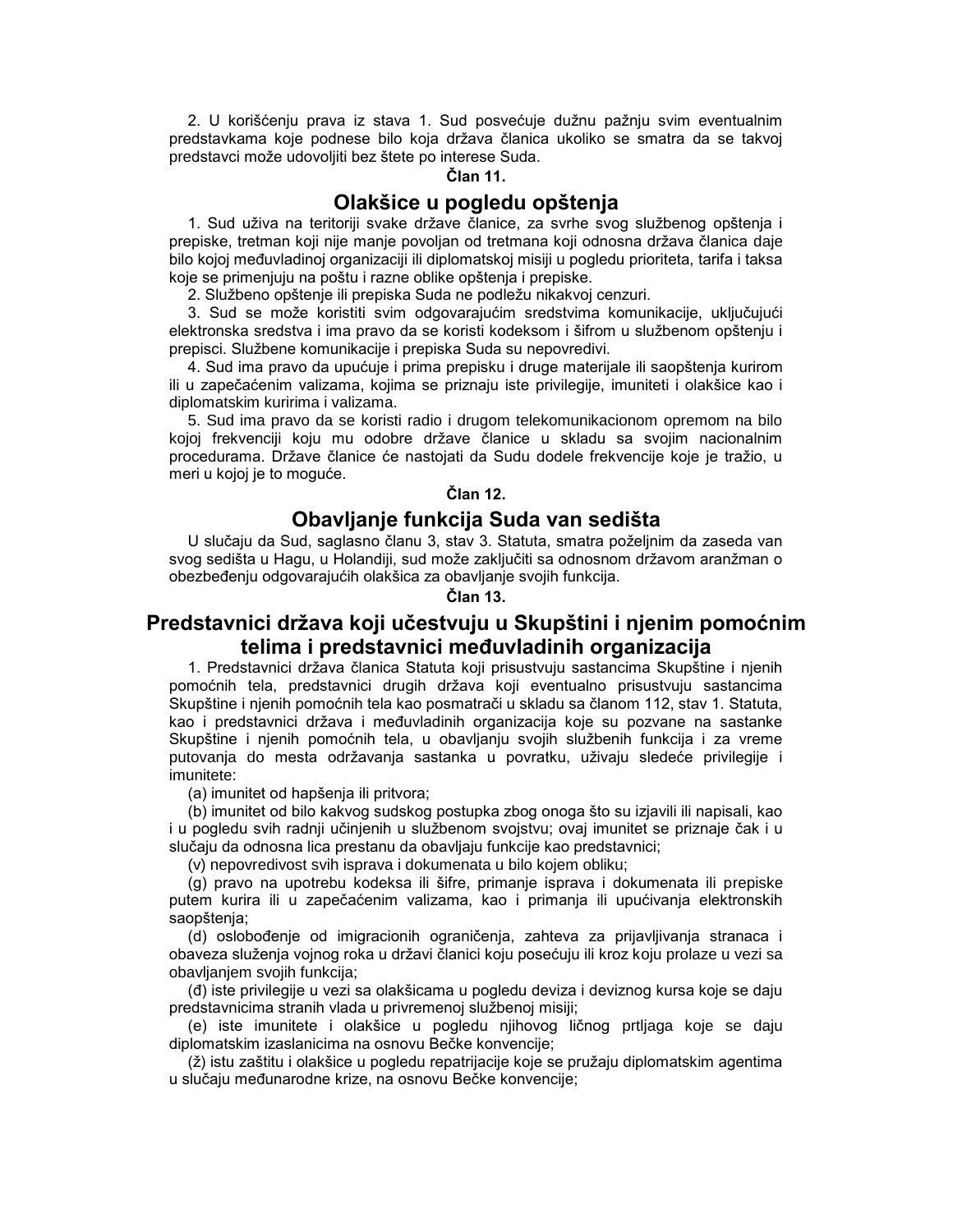2. U korišćenju prava iz stava 1. Sud posvećuje dužnu pažnju svim eventualnim predstavkama koje podnese bilo koja država članica ukoliko se smatra da se takvoj predstavci može udovoljiti bez štete po interese Suda.

**Član 11.**

## Olakšice u pogledu opštenja

1. Sud uživa na teritoriji svake države članice, za svrhe svog službenog opštenja i prepiske, tretman koji nije manje povoljan od tretmana koji odnosna država članica daje bilo kojoj međuvladinoj organizaciji ili diplomatskoj misiji u pogledu prioriteta, tarifa i taksa koje se primenjuju na poštu i razne oblike opštenja i prepiske.

2. Službeno opštenje ili prepiska Suda ne podležu nikakvoj cenzuri.

3. Sud se može koristiti svim odgovarajućim sredstvima komunikacije, uključujući elektronska sredstva i ima pravo da se koristi kodeksom i šifrom u službenom opštenju i prepisci. Službene komunikacije i prepiska Suda su nepovredivi.

4. Sud ima pravo da upućuje i prima prepisku i druge materijale ili saopštenja kurirom ili u zapečaćenim valizama, kojima se priznaju iste privilegije, imuniteti i olakšice kao i diplomatskim kuririma i valizama.

5. Sud ima pravo da se koristi radio i drugom telekomunikacionom opremom na bilo kojoj frekvenciji koju mu odobre države članice u skladu sa svojim nacionalnim procedurama. Države članice će nastojati da Sudu dodele frekvencije koje je tražio, u meri u kojoj je to moguće.

**Član 12.**

## Obavljanje funkcija Suda van sedišta

U slučaju da Sud, saglasno članu 3, stav 3. Statuta, smatra poželjnim da zaseda van svog sedišta u Hagu, u Holandiji, sud može zaključiti sa odnosnom državom aranžman o obezbeđenju odgovarajućih olakšica za obavljanje svojih funkcija.

**Član 13.**

## Predstavnici država koji učestvuju u Skupštini i njenim pomoćnim telima i predstavnici međuvladinih organizacija

1. Predstavnici država članica Statuta koji prisustvuju sastancima Skupštine i njenih pomoćnih tela, predstavnici drugih država koji eventualno prisustvuju sastancima Skupštine i njenih pomoćnih tela kao posmatrači u skladu sa članom 112, stav 1. Statuta, kao i predstavnici država i međuvladinih organizacija koje su pozvane na sastanke Skupštine i njenih pomoćnih tela, u obavljanju svojih službenih funkcija i za vreme putovanja do mesta održavanja sastanka u povratku, uživaju sledeće privilegije i imunitete:

(a) imunitet od hapšenja ili pritvora;

(b) imunitet od bilo kakvog sudskog postupka zbog onoga što su izjavili ili napisali, kao i u pogledu svih radnji učinjenih u službenom svojstvu; ovaj imunitet se priznaje čak i u slučaju da odnosna lica prestanu da obavljaju funkcije kao predstavnici;

(v) nepovredivost svih isprava i dokumenata u bilo kojem obliku;

(g) pravo na upotrebu kodeksa ili šifre, primanje isprava i dokumenata ili prepiske putem kurira ili u zapečaćenim valizama, kao i primanja ili upućivanja elektronskih saopštenja;

(d) oslobođenje od imigracionih ograničenja, zahteva za prijavljivanja stranaca i obaveza služenja vojnog roka u državi članici koju posećuju ili kroz koju prolaze u vezi sa obavljanjem svojih funkcija;

(đ) iste privilegije u vezi sa olakšicama u pogledu deviza i deviznog kursa koje se daju predstavnicima stranih vlada u privremenoj službenoj misiji;

(e) iste imunitete i olakšice u pogledu njihovog ličnog prtljaga koje se daju diplomatskim izaslanicima na osnovu Bečke konvencije;

(ž) istu zaštitu i olakšice u pogledu repatrijacije koje se pružaju diplomatskim agentima u slučaju međunarodne krize, na osnovu Bečke konvencije;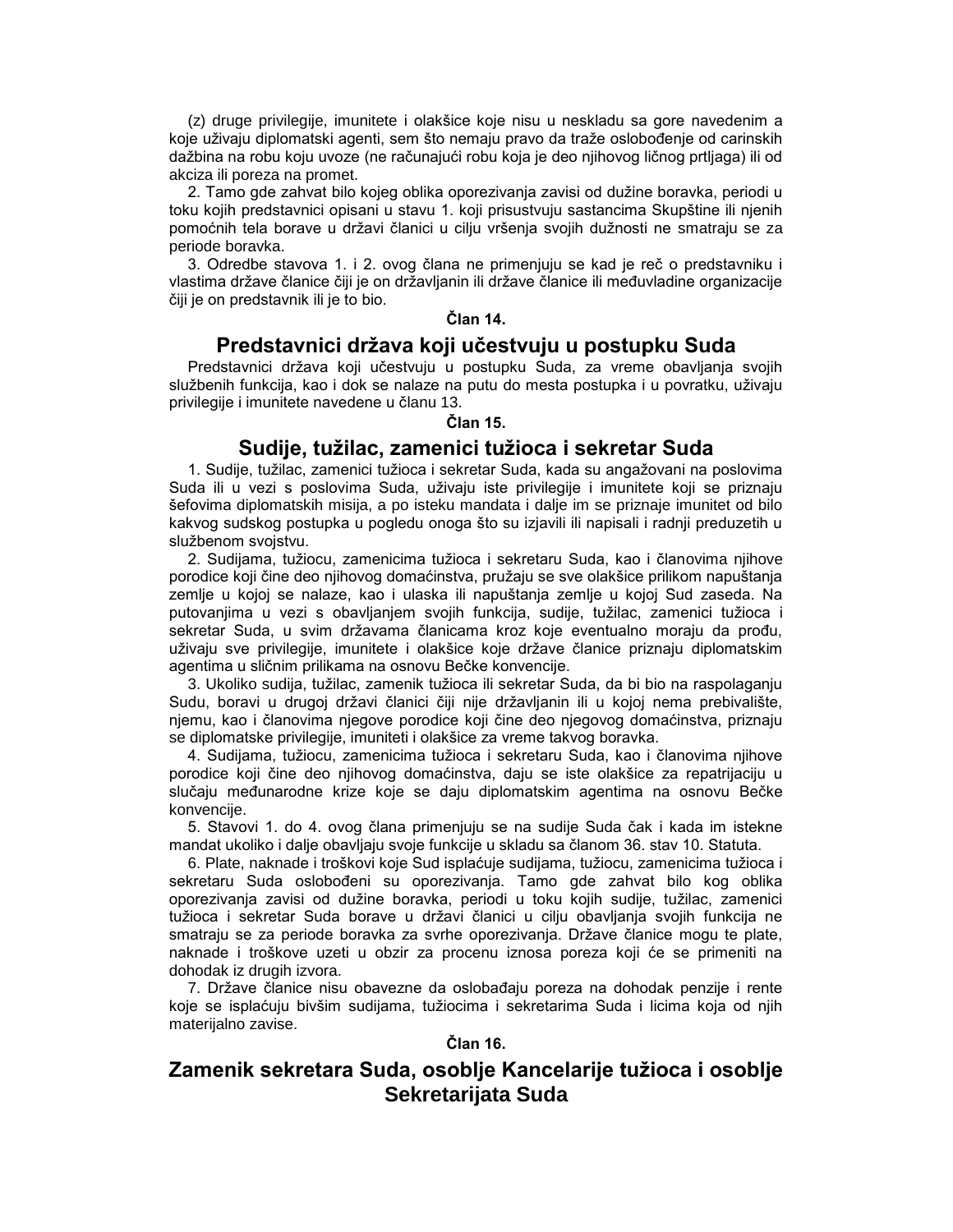(z) druge privilegije, imunitete i olakšice koje nisu u neskladu sa gore navedenim a koje uživaju diplomatski agenti, sem što nemaju pravo da traže oslobođenje od carinskih dažbina na robu koju uvoze (ne računajući robu koja je deo njihovog ličnog prtljaga) ili od akciza ili poreza na promet.

2. Tamo gde zahvat bilo kojeg oblika oporezivanja zavisi od dužine boravka, periodi u toku kojih predstavnici opisani u stavu 1. koji prisustvuju sastancima Skupštine ili njenih pomoćnih tela borave u državi članici u cilju vršenja svojih dužnosti ne smatraju se za periode boravka.

3. Odredbe stavova 1. i 2. ovog člana ne primenjuju se kad je reč o predstavniku i vlastima države članice čiji je on državljanin ili države članice ili međuvladine organizacije čiji je on predstavnik ili je to bio.

**Član 14.**

## Predstavnici država koji učestvuju u postupku Suda

Predstavnici država koji učestvuju u postupku Suda, za vreme obavljanja svojih službenih funkcija, kao i dok se nalaze na putu do mesta postupka i u povratku, uživaju privilegije i imunitete navedene u članu 13.

**Član 15.**

## Sudije, tužilac, zamenici tužioca i sekretar Suda

1. Sudije, tužilac, zamenici tužioca i sekretar Suda, kada su angažovani na poslovima Suda ili u vezi s poslovima Suda, uživaju iste privilegije i imunitete koji se priznaju šefovima diplomatskih misija, a po isteku mandata i dalje im se priznaje imunitet od bilo kakvog sudskog postupka u pogledu onoga što su izjavili ili napisali i radnji preduzetih u službenom svojstvu.

2. Sudijama, tužiocu, zamenicima tužioca i sekretaru Suda, kao i članovima njihove porodice koji čine deo njihovog domaćinstva, pružaju se sve olakšice prilikom napuštanja zemlje u kojoj se nalaze, kao i ulaska ili napuštanja zemlje u kojoj Sud zaseda. Na putovanjima u vezi s obavljanjem svojih funkcija, sudije, tužilac, zamenici tužioca i sekretar Suda, u svim državama članicama kroz koje eventualno moraju da prođu, uživaju sve privilegije, imunitete i olakšice koje države članice priznaju diplomatskim agentima u sličnim prilikama na osnovu Bečke konvencije.

3. Ukoliko sudija, tužilac, zamenik tužioca ili sekretar Suda, da bi bio na raspolaganju Sudu, boravi u drugoj državi članici čiji nije državljanin ili u kojoj nema prebivalište, njemu, kao i članovima njegove porodice koji čine deo njegovog domaćinstva, priznaju se diplomatske privilegije, imuniteti i olakšice za vreme takvog boravka.

4. Sudijama, tužiocu, zamenicima tužioca i sekretaru Suda, kao i članovima njihove porodice koji čine deo njihovog domaćinstva, daju se iste olakšice za repatrijaciju u slučaju međunarodne krize koje se daju diplomatskim agentima na osnovu Bečke konvencije.

5. Stavovi 1. do 4. ovog člana primenjuju se na sudije Suda čak i kada im istekne mandat ukoliko i dalje obavljaju svoje funkcije u skladu sa članom 36. stav 10. Statuta.

6. Plate, naknade i troškovi koje Sud isplaćuje sudijama, tužiocu, zamenicima tužioca i sekretaru Suda oslobođeni su oporezivanja. Tamo gde zahvat bilo kog oblika oporezivanja zavisi od dužine boravka, periodi u toku kojih sudije, tužilac, zamenici tužioca i sekretar Suda borave u državi članici u cilju obavljanja svojih funkcija ne smatraju se za periode boravka za svrhe oporezivanja. Države članice mogu te plate, naknade i troškove uzeti u obzir za procenu iznosa poreza koji će se primeniti na dohodak iz drugih izvora.

7. Države članice nisu obavezne da oslobađaju poreza na dohodak penzije i rente koje se isplaćuju bivšim sudijama, tužiocima i sekretarima Suda i licima koja od njih materijalno zavise.

**Član 16.**

## Zamenik sekretara Suda, osoblje Kancelarije tužioca i osoblje Sekretarijata Suda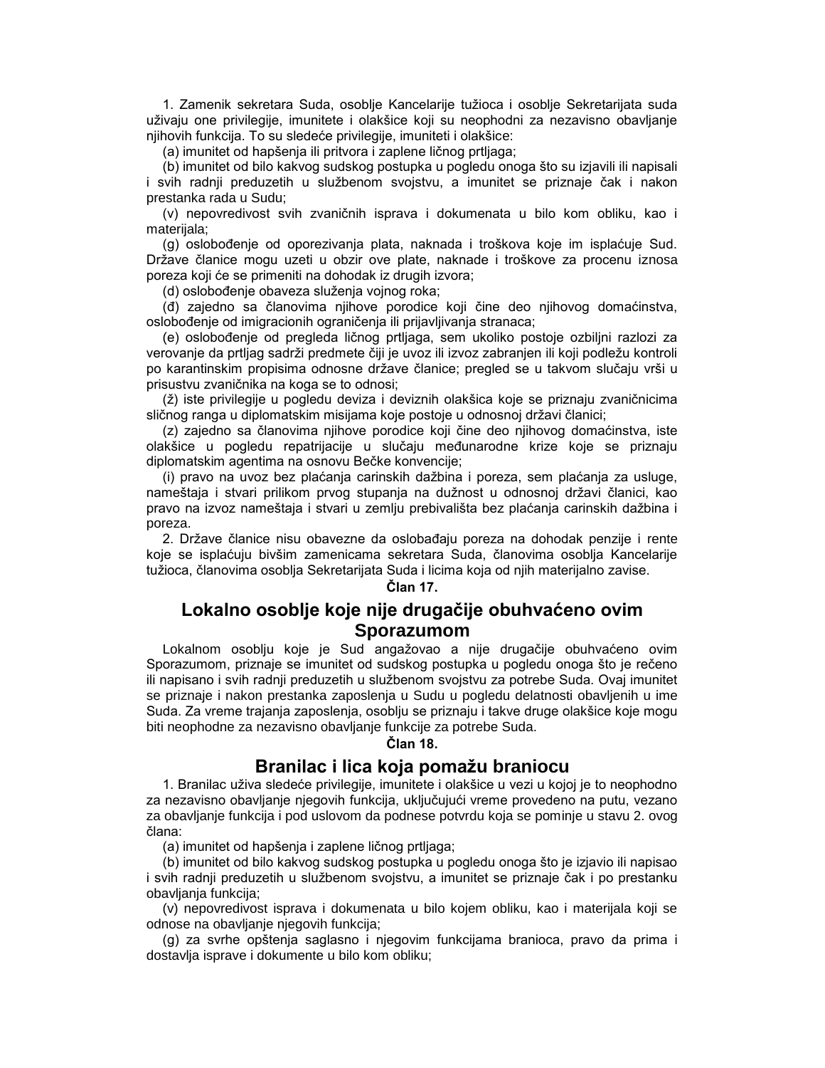1. Zamenik sekretara Suda, osoblje Kancelarije tužioca i osoblje Sekretarijata suda uživaju one privilegije, imunitete i olakšice koji su neophodni za nezavisno obavljanje njihovih funkcija. To su sledeće privilegije, imuniteti i olakšice:

(a) imunitet od hapšenja ili pritvora i zaplene ličnog prtljaga;

(b) imunitet od bilo kakvog sudskog postupka u pogledu onoga što su izjavili ili napisali i svih radnji preduzetih u službenom svojstvu, a imunitet se priznaje čak i nakon prestanka rada u Sudu;

(v) nepovredivost svih zvaničnih isprava i dokumenata u bilo kom obliku, kao i materijala;

(g) oslobođenje od oporezivanja plata, naknada i troškova koje im isplaćuje Sud. Države članice mogu uzeti u obzir ove plate, naknade i troškove za procenu iznosa poreza koji će se primeniti na dohodak iz drugih izvora;

(d) oslobođenje obaveza služenja vojnog roka;

(đ) zajedno sa članovima njihove porodice koji čine deo njihovog domaćinstva, oslobođenje od imigracionih ograničenja ili prijavljivanja stranaca;

(e) oslobođenje od pregleda ličnog prtljaga, sem ukoliko postoje ozbiljni razlozi za verovanje da prtljag sadrži predmete čiji je uvoz ili izvoz zabranjen ili koji podležu kontroli po karantinskim propisima odnosne države članice; pregled se u takvom slučaju vrši u prisustvu zvaničnika na koga se to odnosi;

(ž) iste privilegije u pogledu deviza i deviznih olakšica koje se priznaju zvaničnicima sličnog ranga u diplomatskim misijama koje postoje u odnosnoj državi članici;

(z) zajedno sa članovima njihove porodice koji čine deo njihovog domaćinstva, iste olakšice u pogledu repatrijacije u slučaju međunarodne krize koje se priznaju diplomatskim agentima na osnovu Bečke konvencije;

(i) pravo na uvoz bez plaćanja carinskih dažbina i poreza, sem plaćanja za usluge, nameštaja i stvari prilikom prvog stupanja na dužnost u odnosnoj državi članici, kao pravo na izvoz nameštaja i stvari u zemlju prebivališta bez plaćanja carinskih dažbina i poreza.

2. Države članice nisu obavezne da oslobađaju poreza na dohodak penzije i rente koje se isplaćuju bivšim zamenicama sekretara Suda, članovima osoblja Kancelarije tužioca, članovima osoblja Sekretarijata Suda i licima koja od njih materijalno zavise.

**Član 17.**

## Lokalno osoblje koje nije drugačije obuhvaćeno ovim Sporazumom

Lokalnom osoblju koje je Sud angažovao a nije drugačije obuhvaćeno ovim Sporazumom, priznaje se imunitet od sudskog postupka u pogledu onoga što je rečeno ili napisano i svih radnji preduzetih u službenom svojstvu za potrebe Suda. Ovaj imunitet se priznaje i nakon prestanka zaposlenja u Sudu u pogledu delatnosti obavljenih u ime Suda. Za vreme trajanja zaposlenja, osoblju se priznaju i takve druge olakšice koje mogu biti neophodne za nezavisno obavljanje funkcije za potrebe Suda.

**Član 18.**

## Branilac i lica koja pomažu braniocu

1. Branilac uživa sledeće privilegije, imunitete i olakšice u vezi u kojoj je to neophodno za nezavisno obavljanje njegovih funkcija, uključujući vreme provedeno na putu, vezano za obavljanje funkcija i pod uslovom da podnese potvrdu koja se pominje u stavu 2. ovog člana:

(a) imunitet od hapšenja i zaplene ličnog prtljaga;

(b) imunitet od bilo kakvog sudskog postupka u pogledu onoga što je izjavio ili napisao i svih radnji preduzetih u službenom svojstvu, a imunitet se priznaje čak i po prestanku obavljanja funkcija;

(v) nepovredivost isprava i dokumenata u bilo kojem obliku, kao i materijala koji se odnose na obavljanje njegovih funkcija;

(g) za svrhe opštenja saglasno i njegovim funkcijama branioca, pravo da prima i dostavlja isprave i dokumente u bilo kom obliku;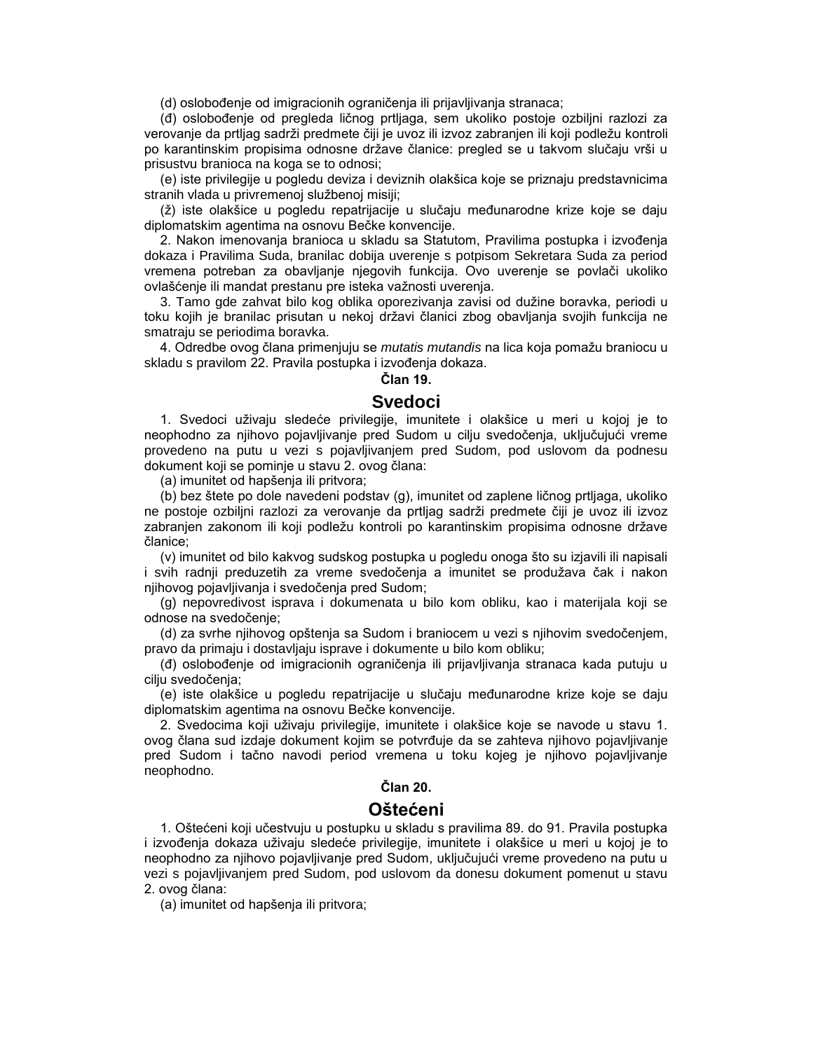(d) oslobođenje od imigracionih ograničenja ili prijavljivanja stranaca;

(đ) oslobođenje od pregleda ličnog prtljaga, sem ukoliko postoje ozbiljni razlozi za verovanje da prtljag sadrži predmete čiji je uvoz ili izvoz zabranjen ili koji podležu kontroli po karantinskim propisima odnosne države članice: pregled se u takvom slučaju vrši u prisustvu branioca na koga se to odnosi;

(e) iste privilegije u pogledu deviza i deviznih olakšica koje se priznaju predstavnicima stranih vlada u privremenoj službenoj misiji;

(ž) iste olakšice u pogledu repatrijacije u slučaju međunarodne krize koje se daju diplomatskim agentima na osnovu Bečke konvencije.

2. Nakon imenovanja branioca u skladu sa Statutom, Pravilima postupka i izvođenja dokaza i Pravilima Suda, branilac dobija uverenje s potpisom Sekretara Suda za period vremena potreban za obavljanje njegovih funkcija. Ovo uverenje se povlači ukoliko ovlašćenje ili mandat prestanu pre isteka važnosti uverenja.

3. Tamo gde zahvat bilo kog oblika oporezivanja zavisi od dužine boravka, periodi u toku kojih je branilac prisutan u nekoj državi članici zbog obavljanja svojih funkcija ne smatraju se periodima boravka.

4. Odredbe ovog člana primenjuju se *mutatis mutandis* na lica koja pomažu braniocu u skladu s pravilom 22. Pravila postupka i izvođenja dokaza.

**Član 19.**

## Svedoci

1. Svedoci uživaju sledeće privilegije, imunitete i olakšice u meri u kojoj je to neophodno za njihovo pojavljivanje pred Sudom u cilju svedočenja, uključujući vreme provedeno na putu u vezi s pojavljivanjem pred Sudom, pod uslovom da podnesu dokument koji se pominje u stavu 2. ovog člana:

(a) imunitet od hapšenja ili pritvora;

(b) bez štete po dole navedeni podstav (g), imunitet od zaplene ličnog prtljaga, ukoliko ne postoje ozbiljni razlozi za verovanje da prtljag sadrži predmete čiji je uvoz ili izvoz zabranjen zakonom ili koji podležu kontroli po karantinskim propisima odnosne države članice;

(v) imunitet od bilo kakvog sudskog postupka u pogledu onoga što su izjavili ili napisali i svih radnji preduzetih za vreme svedočenja a imunitet se produžava čak i nakon njihovog pojavljivanja i svedočenja pred Sudom;

(g) nepovredivost isprava i dokumenata u bilo kom obliku, kao i materijala koji se odnose na svedočenje;

(d) za svrhe njihovog opštenja sa Sudom i braniocem u vezi s njihovim svedočenjem, pravo da primaju i dostavljaju isprave i dokumente u bilo kom obliku;

(đ) oslobođenje od imigracionih ograničenja ili prijavljivanja stranaca kada putuju u cilju svedočenja;

(e) iste olakšice u pogledu repatrijacije u slučaju međunarodne krize koje se daju diplomatskim agentima na osnovu Bečke konvencije.

2. Svedocima koji uživaju privilegije, imunitete i olakšice koje se navode u stavu 1. ovog člana sud izdaje dokument kojim se potvrđuje da se zahteva njihovo pojavljivanje pred Sudom i tačno navodi period vremena u toku kojeg je njihovo pojavljivanje neophodno.

**Član 20.**

## Oštećeni

1. Oštećeni koji učestvuju u postupku u skladu s pravilima 89. do 91. Pravila postupka i izvođenja dokaza uživaju sledeće privilegije, imunitete i olakšice u meri u kojoj je to neophodno za njihovo pojavljivanje pred Sudom, uključujući vreme provedeno na putu u vezi s pojavljivanjem pred Sudom, pod uslovom da donesu dokument pomenut u stavu 2. ovog člana:

(a) imunitet od hapšenja ili pritvora;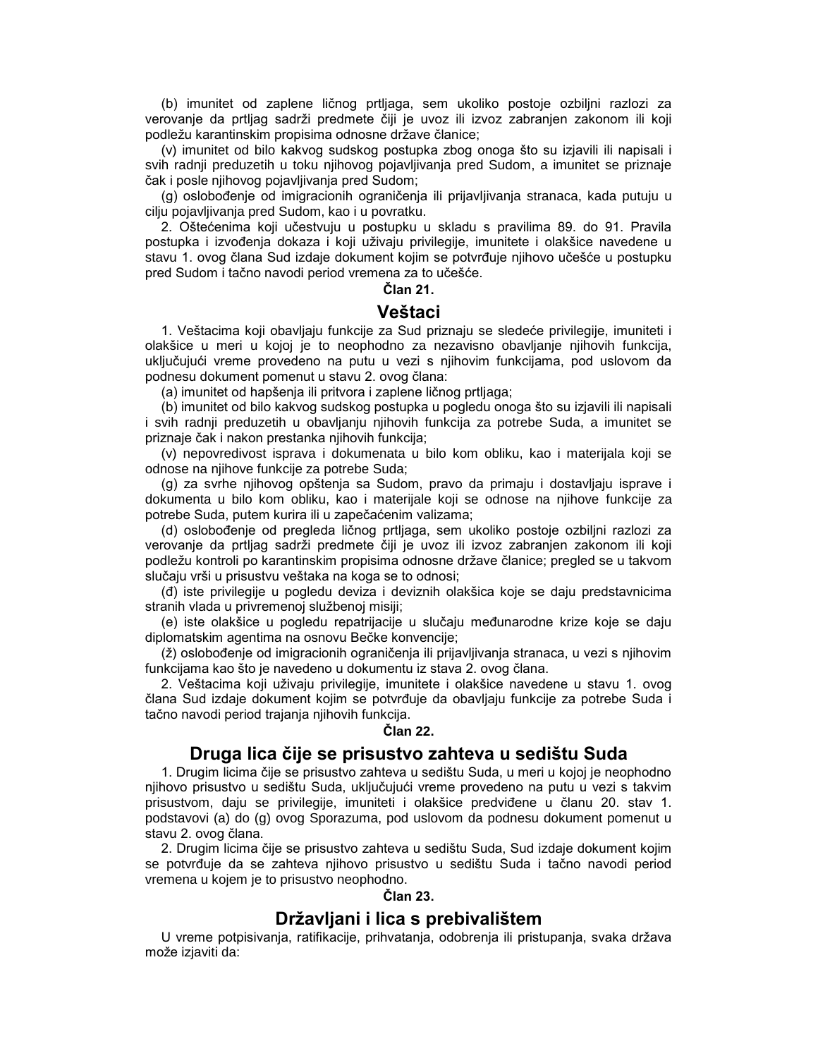(b) imunitet od zaplene ličnog prtljaga, sem ukoliko postoje ozbiljni razlozi za verovanje da prtljag sadrži predmete čiji je uvoz ili izvoz zabranjen zakonom ili koji podležu karantinskim propisima odnosne države članice;

(v) imunitet od bilo kakvog sudskog postupka zbog onoga što su izjavili ili napisali i svih radnji preduzetih u toku njihovog pojavljivanja pred Sudom, a imunitet se priznaje čak i posle njihovog pojavljivanja pred Sudom;

(g) oslobođenje od imigracionih ograničenja ili prijavljivanja stranaca, kada putuju u cilju pojavljivanja pred Sudom, kao i u povratku.

2. Oštećenima koji učestvuju u postupku u skladu s pravilima 89. do 91. Pravila postupka i izvođenja dokaza i koji uživaju privilegije, imunitete i olakšice navedene u stavu 1. ovog člana Sud izdaje dokument kojim se potvrđuje njihovo učešće u postupku pred Sudom i tačno navodi period vremena za to učešće.

**Član 21.**

## Veštaci

1. Veštacima koji obavljaju funkcije za Sud priznaju se sledeće privilegije, imuniteti i olakšice u meri u kojoj je to neophodno za nezavisno obavljanje njihovih funkcija, uključujući vreme provedeno na putu u vezi s njihovim funkcijama, pod uslovom da podnesu dokument pomenut u stavu 2. ovog člana:

(a) imunitet od hapšenja ili pritvora i zaplene ličnog prtljaga;

(b) imunitet od bilo kakvog sudskog postupka u pogledu onoga što su izjavili ili napisali i svih radnji preduzetih u obavljanju njihovih funkcija za potrebe Suda, a imunitet se priznaje čak i nakon prestanka njihovih funkcija;

(v) nepovredivost isprava i dokumenata u bilo kom obliku, kao i materijala koji se odnose na njihove funkcije za potrebe Suda;

(g) za svrhe njihovog opštenja sa Sudom, pravo da primaju i dostavljaju isprave i dokumenta u bilo kom obliku, kao i materijale koji se odnose na njihove funkcije za potrebe Suda, putem kurira ili u zapečaćenim valizama;

(d) oslobođenje od pregleda ličnog prtljaga, sem ukoliko postoje ozbiljni razlozi za verovanje da prtljag sadrži predmete čiji je uvoz ili izvoz zabranjen zakonom ili koji podležu kontroli po karantinskim propisima odnosne države članice; pregled se u takvom slučaju vrši u prisustvu veštaka na koga se to odnosi;

(đ) iste privilegije u pogledu deviza i deviznih olakšica koje se daju predstavnicima stranih vlada u privremenoj službenoj misiji;

(e) iste olakšice u pogledu repatrijacije u slučaju međunarodne krize koje se daju diplomatskim agentima na osnovu Bečke konvencije;

(ž) oslobođenje od imigracionih ograničenja ili prijavljivanja stranaca, u vezi s njihovim funkcijama kao što je navedeno u dokumentu iz stava 2. ovog člana.

2. Veštacima koji uživaju privilegije, imunitete i olakšice navedene u stavu 1. ovog člana Sud izdaje dokument kojim se potvrđuje da obavljaju funkcije za potrebe Suda i tačno navodi period trajanja njihovih funkcija.

**Član 22.**

## Druga lica čije se prisustvo zahteva u sedištu Suda

1. Drugim licima čije se prisustvo zahteva u sedištu Suda, u meri u kojoj je neophodno njihovo prisustvo u sedištu Suda, uključujući vreme provedeno na putu u vezi s takvim prisustvom, daju se privilegije, imuniteti i olakšice predviđene u članu 20. stav 1. podstavovi (a) do (g) ovog Sporazuma, pod uslovom da podnesu dokument pomenut u stavu 2. ovog člana.

2. Drugim licima čije se prisustvo zahteva u sedištu Suda, Sud izdaje dokument kojim se potvrđuje da se zahteva njihovo prisustvo u sedištu Suda i tačno navodi period vremena u kojem je to prisustvo neophodno.

**Član 23.**

## Državljani i lica s prebivalištem

U vreme potpisivanja, ratifikacije, prihvatanja, odobrenja ili pristupanja, svaka država može izjaviti da: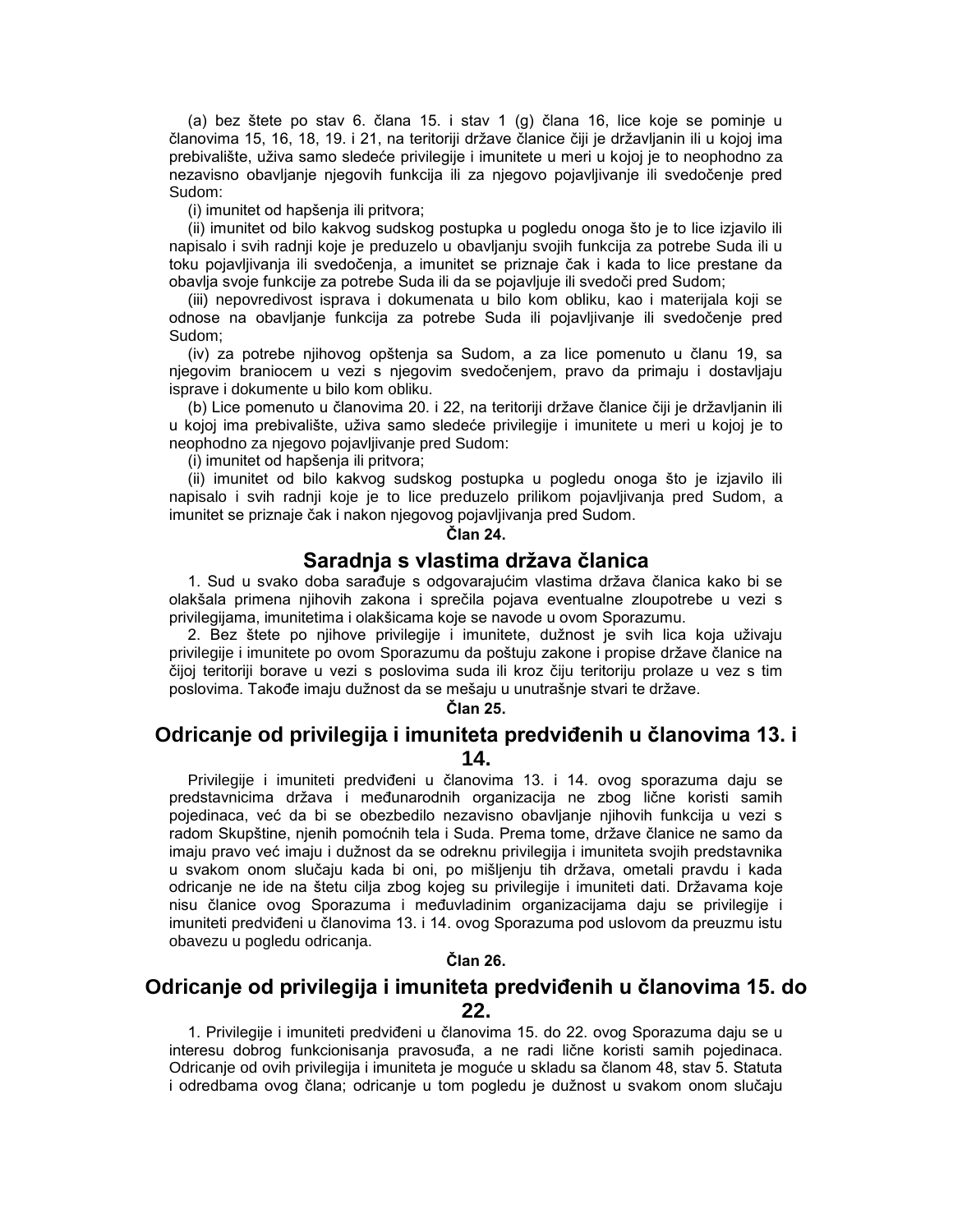(a) bez štete po stav 6. člana 15. i stav 1 (g) člana 16, lice koje se pominje u članovima 15, 16, 18, 19. i 21, na teritoriji države članice čiji je državljanin ili u kojoj ima prebivalište, uživa samo sledeće privilegije i imunitete u meri u kojoj je to neophodno za nezavisno obavljanje njegovih funkcija ili za njegovo pojavljivanje ili svedočenje pred Sudom:

(i) imunitet od hapšenja ili pritvora;

(ii) imunitet od bilo kakvog sudskog postupka u pogledu onoga što je to lice izjavilo ili napisalo i svih radnji koje je preduzelo u obavljanju svojih funkcija za potrebe Suda ili u toku pojavljivanja ili svedočenja, a imunitet se priznaje čak i kada to lice prestane da obavlja svoje funkcije za potrebe Suda ili da se pojavljuje ili svedoči pred Sudom;

(iii) nepovredivost isprava i dokumenata u bilo kom obliku, kao i materijala koji se odnose na obavljanje funkcija za potrebe Suda ili pojavljivanje ili svedočenje pred Sudom;

(iv) za potrebe njihovog opštenja sa Sudom, a za lice pomenuto u članu 19, sa njegovim braniocem u vezi s njegovim svedočenjem, pravo da primaju i dostavljaju isprave i dokumente u bilo kom obliku.

(b) Lice pomenuto u članovima 20. i 22, na teritoriji države članice čiji je državljanin ili u kojoj ima prebivalište, uživa samo sledeće privilegije i imunitete u meri u kojoj je to neophodno za njegovo pojavljivanje pred Sudom:

(i) imunitet od hapšenja ili pritvora;

(ii) imunitet od bilo kakvog sudskog postupka u pogledu onoga što je izjavilo ili napisalo i svih radnji koje je to lice preduzelo prilikom pojavljivanja pred Sudom, a imunitet se priznaje čak i nakon njegovog pojavljivanja pred Sudom.

**Član 24.**

## Saradnja s vlastima država članica

1. Sud u svako doba sarađuje s odgovarajućim vlastima država članica kako bi se olakšala primena njihovih zakona i sprečila pojava eventualne zloupotrebe u vezi s privilegijama, imunitetima i olakšicama koje se navode u ovom Sporazumu.

2. Bez štete po njihove privilegije i imunitete, dužnost je svih lica koja uživaju privilegije i imunitete po ovom Sporazumu da poštuju zakone i propise države članice na čijoj teritoriji borave u vezi s poslovima suda ili kroz čiju teritoriju prolaze u vez s tim poslovima. Takođe imaju dužnost da se mešaju u unutrašnje stvari te države.

**Član 25.**

## Odricanje od privilegija i imuniteta predviđenih u članovima 13. i 14.

Privilegije i imuniteti predviđeni u članovima 13. i 14. ovog sporazuma daju se predstavnicima država i međunarodnih organizacija ne zbog lične koristi samih pojedinaca, već da bi se obezbedilo nezavisno obavljanje njihovih funkcija u vezi s radom Skupštine, njenih pomoćnih tela i Suda. Prema tome, države članice ne samo da imaju pravo već imaju i dužnost da se odreknu privilegija i imuniteta svojih predstavnika u svakom onom slučaju kada bi oni, po mišljenju tih država, ometali pravdu i kada odricanje ne ide na štetu cilja zbog kojeg su privilegije i imuniteti dati. Državama koje nisu članice ovog Sporazuma i međuvladinim organizacijama daju se privilegije i imuniteti predviđeni u članovima 13. i 14. ovog Sporazuma pod uslovom da preuzmu istu obavezu u pogledu odricanja.

**Član 26.**

## Odricanje od privilegija i imuniteta predviđenih u članovima 15. do 22.

1. Privilegije i imuniteti predviđeni u članovima 15. do 22. ovog Sporazuma daju se u interesu dobrog funkcionisanja pravosuđa, a ne radi lične koristi samih pojedinaca. Odricanje od ovih privilegija i imuniteta je moguće u skladu sa članom 48, stav 5. Statuta i odredbama ovog člana; odricanje u tom pogledu je dužnost u svakom onom slučaju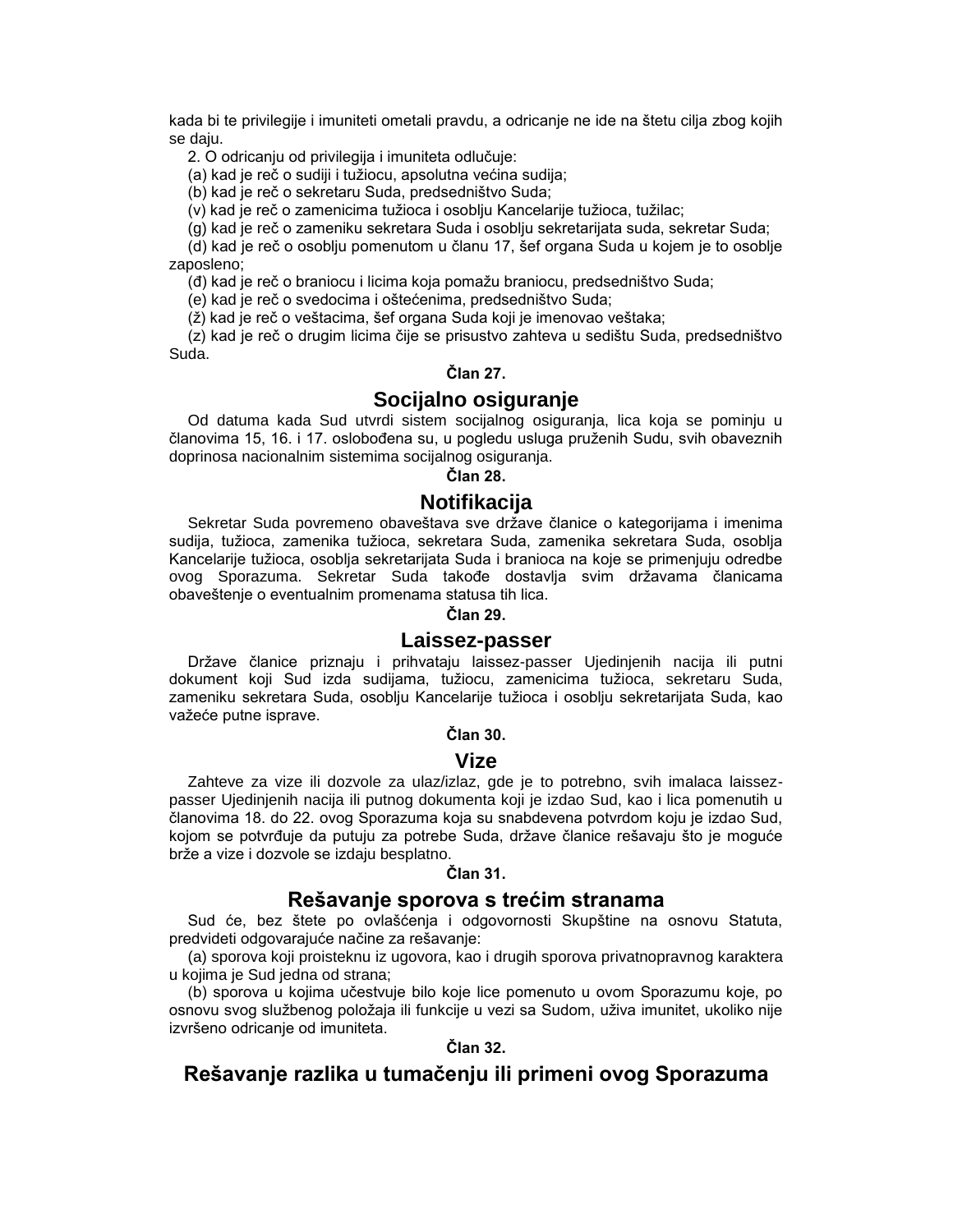kada bi te privilegije i imuniteti ometali pravdu, a odricanje ne ide na štetu cilja zbog kojih se daju.

2. O odricanju od privilegija i imuniteta odlučuje:

(a) kad je reč o sudiji i tužiocu, apsolutna većina sudija;

(b) kad je reč o sekretaru Suda, predsedništvo Suda;

(v) kad je reč o zamenicima tužioca i osoblju Kancelarije tužioca, tužilac;

(g) kad je reč o zameniku sekretara Suda i osoblju sekretarijata suda, sekretar Suda;

(d) kad je reč o osoblju pomenutom u članu 17, šef organa Suda u kojem je to osoblje zaposleno;

(đ) kad je reč o braniocu i licima koja pomažu braniocu, predsedništvo Suda;

(e) kad je reč o svedocima i oštećenima, predsedništvo Suda;

(ž) kad je reč o veštacima, šef organa Suda koji je imenovao veštaka;

(z) kad je reč o drugim licima čije se prisustvo zahteva u sedištu Suda, predsedništvo Suda.

**Član 27.**

## Socijalno osiguranje

Od datuma kada Sud utvrdi sistem socijalnog osiguranja, lica koja se pominju u članovima 15, 16. i 17. oslobođena su, u pogledu usluga pruženih Sudu, svih obaveznih doprinosa nacionalnim sistemima socijalnog osiguranja.

**Član 28.**

## Notifikacija

Sekretar Suda povremeno obaveštava sve države članice o kategorijama i imenima sudija, tužioca, zamenika tužioca, sekretara Suda, zamenika sekretara Suda, osoblja Kancelarije tužioca, osoblja sekretarijata Suda i branioca na koje se primenjuju odredbe ovog Sporazuma. Sekretar Suda takođe dostavlja svim državama članicama obaveštenje o eventualnim promenama statusa tih lica.

**Član 29.**

## Laissez-passer

Države članice priznaju i prihvataju laissez-passer Ujedinjenih nacija ili putni dokument koji Sud izda sudijama, tužiocu, zamenicima tužioca, sekretaru Suda, zameniku sekretara Suda, osoblju Kancelarije tužioca i osoblju sekretarijata Suda, kao važeće putne isprave.

**Član 30.**

## Vize

Zahteve za vize ili dozvole za ulaz/izlaz, gde je to potrebno, svih imalaca laissez-passer Ujedinjenih nacija ili putnog dokumenta koji je izdao Sud, kao i lica pomenutih u članovima 18. do 22. ovog Sporazuma koja su snabdevena potvrdom koju je izdao Sud, kojom se potvrđuje da putuju za potrebe Suda, države članice rešavaju što je moguće brže a vize i dozvole se izdaju besplatno.

**Član 31.**

## Rešavanje sporova s trećim stranama

Sud će, bez štete po ovlašćenja i odgovornosti Skupštine na osnovu Statuta, predvideti odgovarajuće načine za rešavanje:

(a) sporova koji proisteknu iz ugovora, kao i drugih sporova privatnopravnog karaktera u kojima je Sud jedna od strana;

(b) sporova u kojima učestvuje bilo koje lice pomenuto u ovom Sporazumu koje, po osnovu svog službenog položaja ili funkcije u vezi sa Sudom, uživa imunitet, ukoliko nije izvršeno odricanje od imuniteta.

**Član 32.**

## Rešavanje razlika u tumačenju ili primeni ovog Sporazuma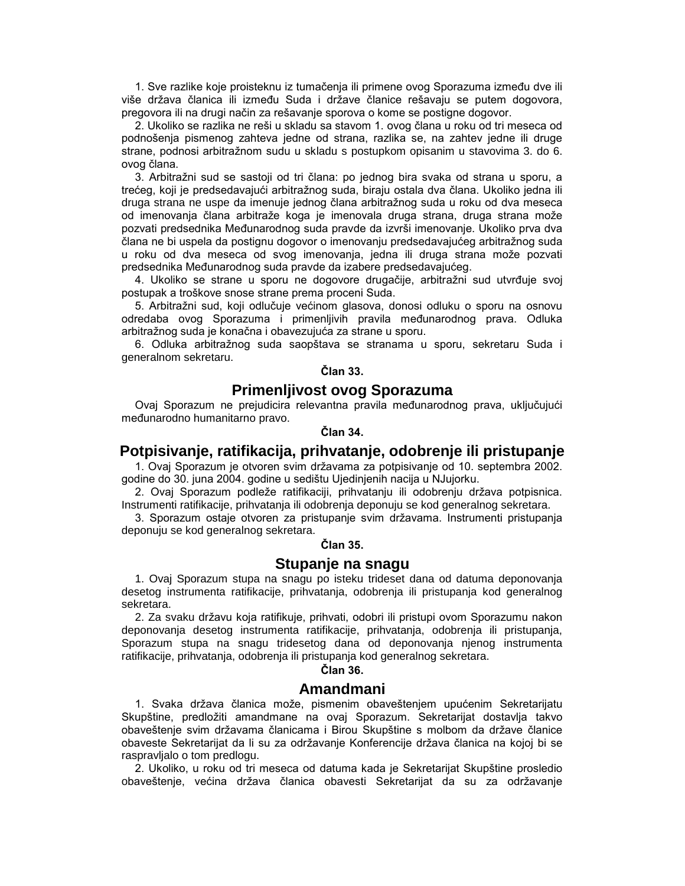1. Sve razlike koje proisteknu iz tumačenja ili primene ovog Sporazuma između dve ili više država članica ili između Suda i države članice rešavaju se putem dogovora, pregovora ili na drugi način za rešavanje sporova o kome se postigne dogovor.

2. Ukoliko se razlika ne reši u skladu sa stavom 1. ovog člana u roku od tri meseca od podnošenja pismenog zahteva jedne od strana, razlika se, na zahtev jedne ili druge strane, podnosi arbitražnom sudu u skladu s postupkom opisanim u stavovima 3. do 6. ovog člana.

3. Arbitražni sud se sastoji od tri člana: po jednog bira svaka od strana u sporu, a trećeg, koji je predsedavajući arbitražnog suda, biraju ostala dva člana. Ukoliko jedna ili druga strana ne uspe da imenuje jednog člana arbitražnog suda u roku od dva meseca od imenovanja člana arbitraže koga je imenovala druga strana, druga strana može pozvati predsednika Međunarodnog suda pravde da izvrši imenovanje. Ukoliko prva dva člana ne bi uspela da postignu dogovor o imenovanju predsedavajućeg arbitražnog suda u roku od dva meseca od svog imenovanja, jedna ili druga strana može pozvati predsednika Međunarodnog suda pravde da izabere predsedavajućeg.

4. Ukoliko se strane u sporu ne dogovore drugačije, arbitražni sud utvrđuje svoj postupak a troškove snose strane prema proceni Suda.

5. Arbitražni sud, koji odlučuje većinom glasova, donosi odluku o sporu na osnovu odredaba ovog Sporazuma i primenljivih pravila međunarodnog prava. Odluka arbitražnog suda je konačna i obavezujuća za strane u sporu.

6. Odluka arbitražnog suda saopštava se stranama u sporu, sekretaru Suda i generalnom sekretaru.

**Član 33.**

## Primenljivost ovog Sporazuma

Ovaj Sporazum ne prejudicira relevantna pravila međunarodnog prava, uključujući međunarodno humanitarno pravo.

**Član 34.**

## Potpisivanje, ratifikacija, prihvatanje, odobrenje ili pristupanje

1. Ovaj Sporazum je otvoren svim državama za potpisivanje od 10. septembra 2002. godine do 30. juna 2004. godine u sedištu Ujedinjenih nacija u NJujorku.

2. Ovaj Sporazum podleže ratifikaciji, prihvatanju ili odobrenju država potpisnica. Instrumenti ratifikacije, prihvatanja ili odobrenja deponuju se kod generalnog sekretara.

3. Sporazum ostaje otvoren za pristupanje svim državama. Instrumenti pristupanja deponuju se kod generalnog sekretara.

**Član 35.**

## Stupanje na snagu

1. Ovaj Sporazum stupa na snagu po isteku trideset dana od datuma deponovanja desetog instrumenta ratifikacije, prihvatanja, odobrenja ili pristupanja kod generalnog sekretara.

2. Za svaku državu koja ratifikuje, prihvati, odobri ili pristupi ovom Sporazumu nakon deponovanja desetog instrumenta ratifikacije, prihvatanja, odobrenja ili pristupanja, Sporazum stupa na snagu tridesetog dana od deponovanja njenog instrumenta ratifikacije, prihvatanja, odobrenja ili pristupanja kod generalnog sekretara.

**Član 36.**

## Amandmani

1. Svaka država članica može, pismenim obaveštenjem upućenim Sekretarijatu Skupštine, predložiti amandmane na ovaj Sporazum. Sekretarijat dostavlja takvo obaveštenje svim državama članicama i Birou Skupštine s molbom da države članice obaveste Sekretarijat da li su za održavanje Konferencije država članica na kojoj bi se raspravljalo o tom predlogu.

2. Ukoliko, u roku od tri meseca od datuma kada je Sekretarijat Skupštine prosledio obaveštenje, većina država članica obavesti Sekretarijat da su za održavanje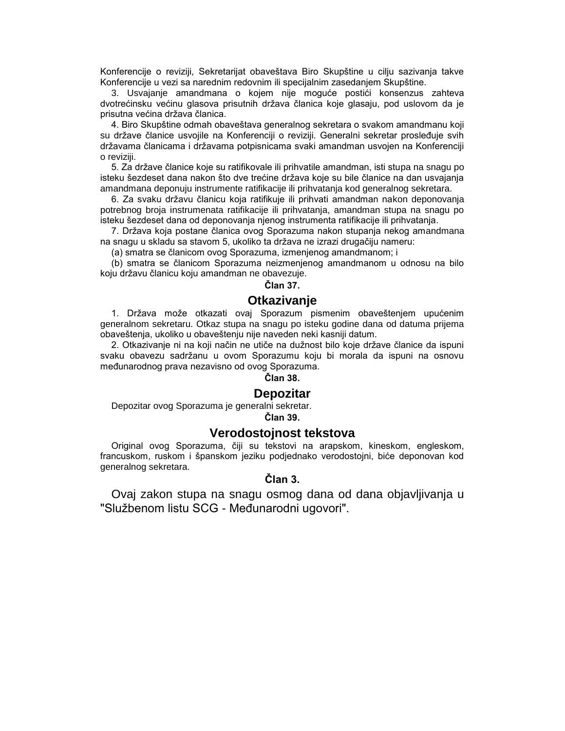Konferencije o reviziji, Sekretarijat obaveštava Biro Skupštine u cilju sazivanja takve Konferencije u vezi sa narednim redovnim ili specijalnim zasedanjem Skupštine.

3. Usvajanje amandmana o kojem nije moguće postići konsenzus zahteva dvotrećinsku većinu glasova prisutnih država članica koje glasaju, pod uslovom da je prisutna većina država članica.

4. Biro Skupštine odmah obaveštava generalnog sekretara o svakom amandmanu koji su države članice usvojile na Konferenciji o reviziji. Generalni sekretar prosleđuje svih državama članicama i državama potpisnicama svaki amandman usvojen na Konferenciji o reviziji.

5. Za države članice koje su ratifikovale ili prihvatile amandman, isti stupa na snagu po isteku šezdeset dana nakon što dve trećine država koje su bile članice na dan usvajanja amandmana deponuju instrumente ratifikacije ili prihvatanja kod generalnog sekretara.

6. Za svaku državu članicu koja ratifikuje ili prihvati amandman nakon deponovanja potrebnog broja instrumenata ratifikacije ili prihvatanja, amandman stupa na snagu po isteku šezdeset dana od deponovanja njenog instrumenta ratifikacije ili prihvatanja.

7. Država koja postane članica ovog Sporazuma nakon stupanja nekog amandmana na snagu u skladu sa stavom 5, ukoliko ta država ne izrazi drugačiju nameru:

(a) smatra se članicom ovog Sporazuma, izmenjenog amandmanom; i

(b) smatra se članicom Sporazuma neizmenjenog amandmanom u odnosu na bilo koju državu članicu koju amandman ne obavezuje.

**Član 37.**

## Otkazivanje

1. Država može otkazati ovaj Sporazum pismenim obaveštenjem upućenim generalnom sekretaru. Otkaz stupa na snagu po isteku godine dana od datuma prijema obaveštenja, ukoliko u obaveštenju nije naveden neki kasniji datum.

2. Otkazivanje ni na koji način ne utiče na dužnost bilo koje države članice da ispuni svaku obavezu sadržanu u ovom Sporazumu koju bi morala da ispuni na osnovu međunarodnog prava nezavisno od ovog Sporazuma.

**Član 38.**

## Depozitar

Depozitar ovog Sporazuma je generalni sekretar.

**Član 39.**

## Verodostojnost tekstova

Original ovog Sporazuma, čiji su tekstovi na arapskom, kineskom, engleskom, francuskom, ruskom i španskom jeziku podjednako verodostojni, biće deponovan kod generalnog sekretara.

**Član 3.**

Ovaj zakon stupa na snagu osmog dana od dana objavljivanja u "Službenom listu SCG - Međunarodni ugovori".